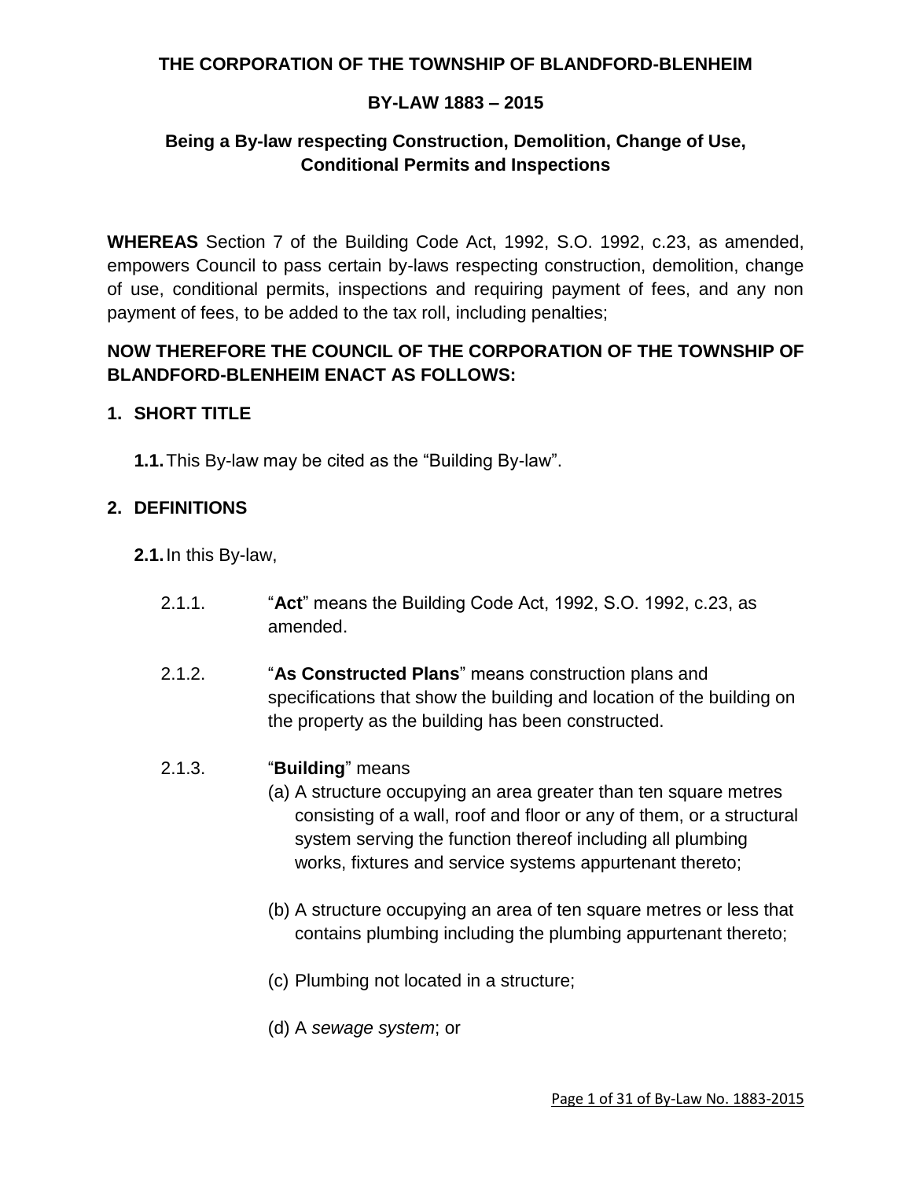**THE CORPORATION OF THE TOWNSHIP OF BLANDFORD-BLENHEIM**

**BY-LAW 1883 – 2015**

**Being a By-law respecting Construction, Demolition, Change of Use, Conditional Permits and Inspections**

**WHEREAS** Section 7 of the Building Code Act, 1992, S.O. 1992, c.23, as amended, empowers Council to pass certain by-laws respecting construction, demolition, change of use, conditional permits, inspections and requiring payment of fees, and any non payment of fees, to be added to the tax roll, including penalties;

**NOW THEREFORE THE COUNCIL OF THE CORPORATION OF THE TOWNSHIP OF BLANDFORD-BLENHEIM ENACT AS FOLLOWS:**

## 1. SHORT TITLE

**1.1.** This By-law may be cited as the "Building By-law".

## 2. DEFINITIONS

**2.1.** In this By-law,

2.1.1. "**Act**" means the Building Code Act, 1992, S.O. 1992, c.23, as amended.

2.1.2. "**As Constructed Plans**" means construction plans and specifications that show the building and location of the building on the property as the building has been constructed.

2.1.3. "**Building**" means

(a) A structure occupying an area greater than ten square metres consisting of a wall, roof and floor or any of them, or a structural system serving the function thereof including all plumbing works, fixtures and service systems appurtenant thereto;

(b) A structure occupying an area of ten square metres or less that contains plumbing including the plumbing appurtenant thereto;

(c) Plumbing not located in a structure;

(d) A *sewage system*; or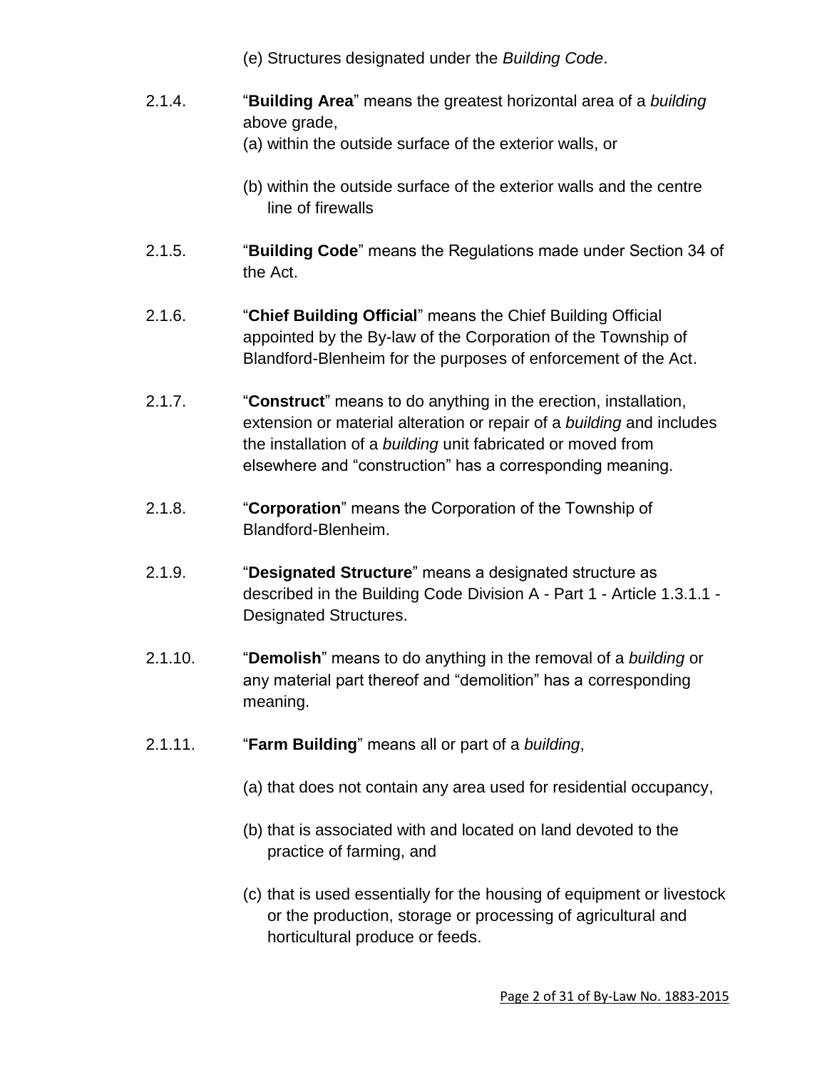(e) Structures designated under the *Building Code*.

2.1.4. "**Building Area**" means the greatest horizontal area of a *building* above grade,

(a) within the outside surface of the exterior walls, or

(b) within the outside surface of the exterior walls and the centre line of firewalls

2.1.5. "**Building Code**" means the Regulations made under Section 34 of the Act.

2.1.6. "**Chief Building Official**" means the Chief Building Official appointed by the By-law of the Corporation of the Township of Blandford-Blenheim for the purposes of enforcement of the Act.

2.1.7. "**Construct**" means to do anything in the erection, installation, extension or material alteration or repair of a *building* and includes the installation of a *building* unit fabricated or moved from elsewhere and "construction" has a corresponding meaning.

2.1.8. "**Corporation**" means the Corporation of the Township of Blandford-Blenheim.

2.1.9. "**Designated Structure**" means a designated structure as described in the Building Code Division A - Part 1 - Article 1.3.1.1 - Designated Structures.

2.1.10. "**Demolish**" means to do anything in the removal of a *building* or any material part thereof and "demolition" has a corresponding meaning.

2.1.11. "**Farm Building**" means all or part of a *building*,

(a) that does not contain any area used for residential occupancy,

(b) that is associated with and located on land devoted to the practice of farming, and

(c) that is used essentially for the housing of equipment or livestock or the production, storage or processing of agricultural and horticultural produce or feeds.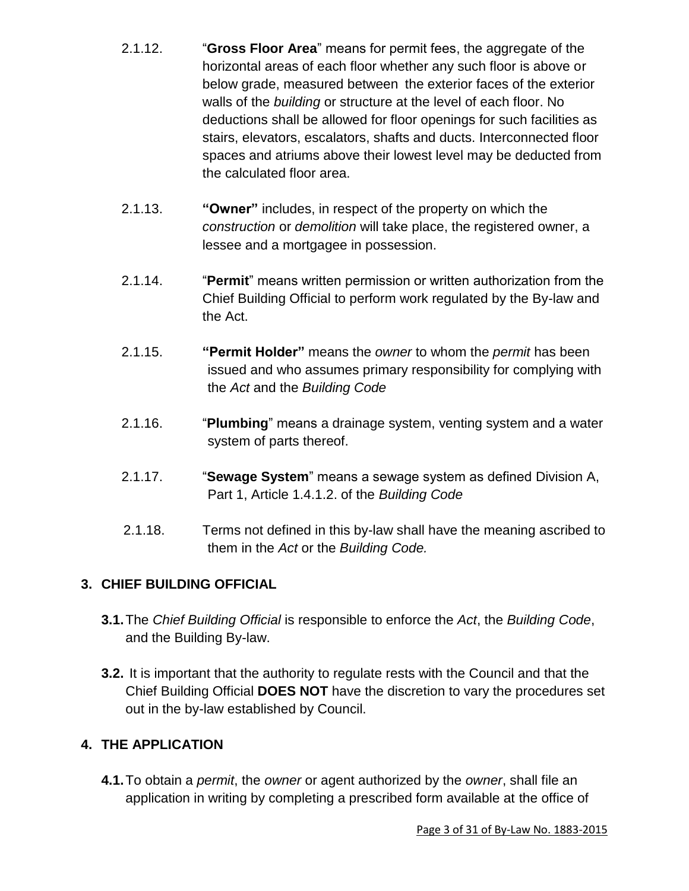2.1.12. "**Gross Floor Area**" means for permit fees, the aggregate of the horizontal areas of each floor whether any such floor is above or below grade, measured between the exterior faces of the exterior walls of the *building* or structure at the level of each floor. No deductions shall be allowed for floor openings for such facilities as stairs, elevators, escalators, shafts and ducts. Interconnected floor spaces and atriums above their lowest level may be deducted from the calculated floor area.

2.1.13. **"Owner"** includes, in respect of the property on which the *construction* or *demolition* will take place, the registered owner, a lessee and a mortgagee in possession.

2.1.14. "**Permit**" means written permission or written authorization from the Chief Building Official to perform work regulated by the By-law and the Act.

2.1.15. **"Permit Holder"** means the *owner* to whom the *permit* has been issued and who assumes primary responsibility for complying with the *Act* and the *Building Code*

2.1.16. "**Plumbing**" means a drainage system, venting system and a water system of parts thereof.

2.1.17. "**Sewage System**" means a sewage system as defined Division A, Part 1, Article 1.4.1.2. of the *Building Code*

2.1.18. Terms not defined in this by-law shall have the meaning ascribed to them in the *Act* or the *Building Code.*

## 3. CHIEF BUILDING OFFICIAL

**3.1.** The *Chief Building Official* is responsible to enforce the *Act*, the *Building Code*, and the Building By-law.

**3.2.** It is important that the authority to regulate rests with the Council and that the Chief Building Official **DOES NOT** have the discretion to vary the procedures set out in the by-law established by Council.

## 4. THE APPLICATION

**4.1.** To obtain a *permit*, the *owner* or agent authorized by the *owner*, shall file an application in writing by completing a prescribed form available at the office of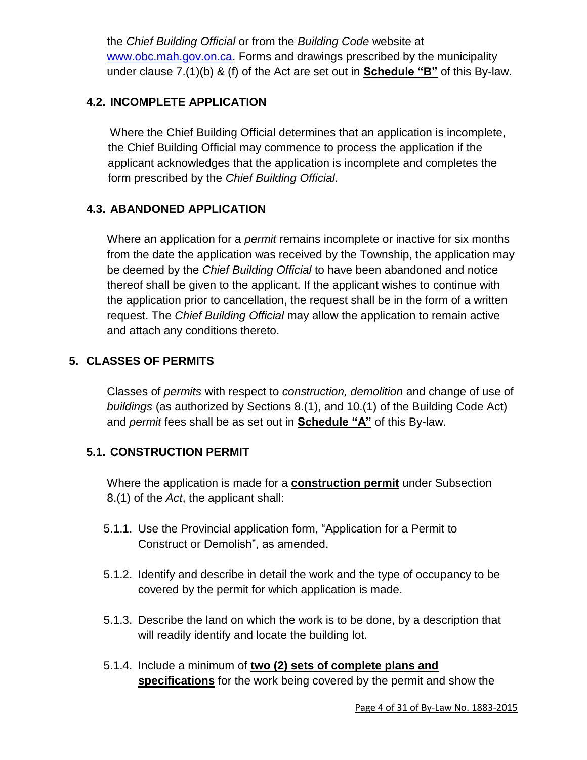the *Chief Building Official* or from the *Building Code* website at [www.obc.mah.gov.on.ca](http://www.obc.mah.gov.on.ca). Forms and drawings prescribed by the municipality under clause 7.(1)(b) & (f) of the Act are set out in **Schedule "B"** of this By-law.

### 4.2. INCOMPLETE APPLICATION

Where the Chief Building Official determines that an application is incomplete, the Chief Building Official may commence to process the application if the applicant acknowledges that the application is incomplete and completes the form prescribed by the *Chief Building Official*.

### 4.3. ABANDONED APPLICATION

Where an application for a *permit* remains incomplete or inactive for six months from the date the application was received by the Township, the application may be deemed by the *Chief Building Official* to have been abandoned and notice thereof shall be given to the applicant. If the applicant wishes to continue with the application prior to cancellation, the request shall be in the form of a written request. The *Chief Building Official* may allow the application to remain active and attach any conditions thereto.

## 5. CLASSES OF PERMITS

Classes of *permits* with respect to *construction, demolition* and change of use of *buildings* (as authorized by Sections 8.(1), and 10.(1) of the Building Code Act) and *permit* fees shall be as set out in **Schedule "A"** of this By-law.

### 5.1. CONSTRUCTION PERMIT

Where the application is made for a **construction permit** under Subsection 8.(1) of the *Act*, the applicant shall:

5.1.1. Use the Provincial application form, "Application for a Permit to Construct or Demolish", as amended.

5.1.2. Identify and describe in detail the work and the type of occupancy to be covered by the permit for which application is made.

5.1.3. Describe the land on which the work is to be done, by a description that will readily identify and locate the building lot.

5.1.4. Include a minimum of **two (2) sets of complete plans and specifications** for the work being covered by the permit and show the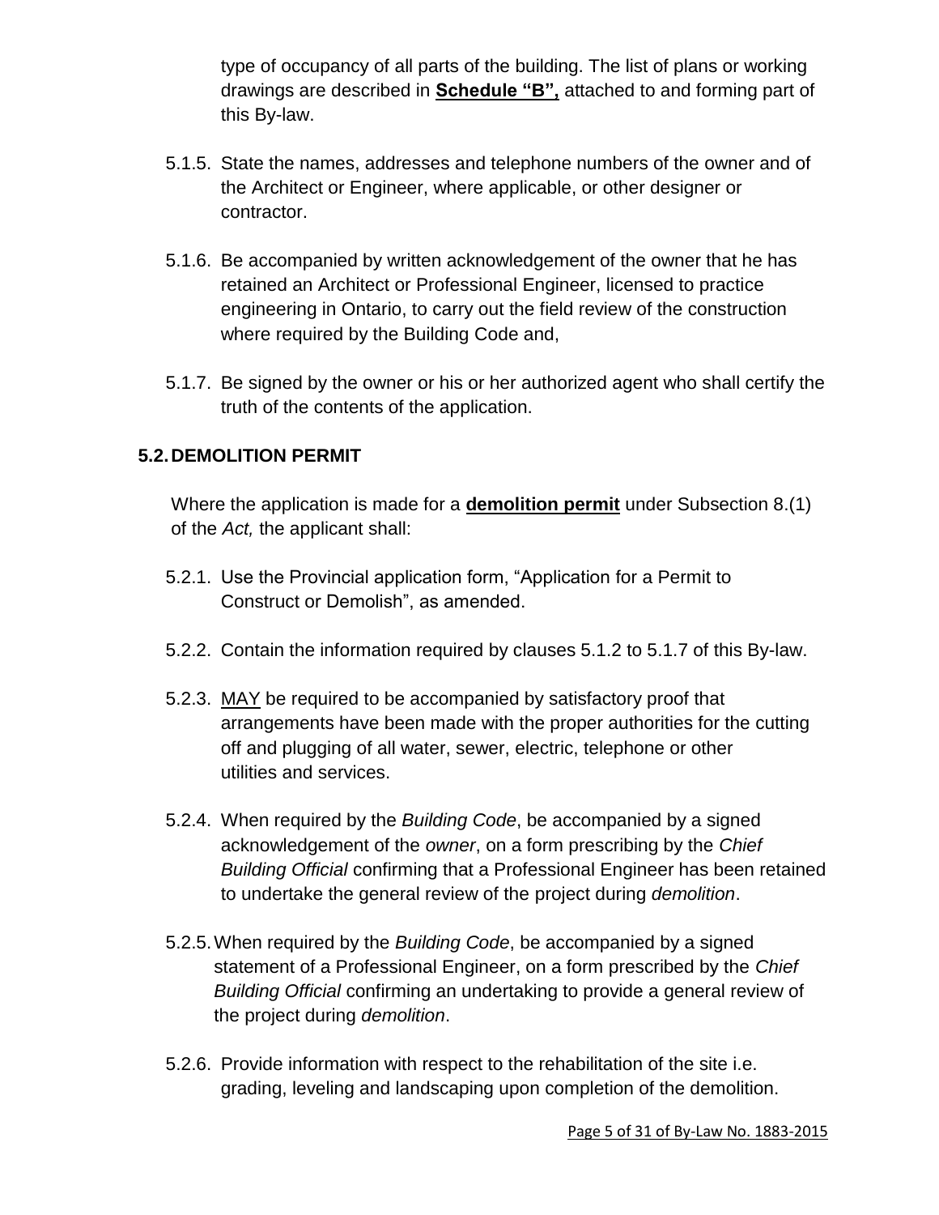type of occupancy of all parts of the building. The list of plans or working drawings are described in **Schedule "B",** attached to and forming part of this By-law.

5.1.5. State the names, addresses and telephone numbers of the owner and of the Architect or Engineer, where applicable, or other designer or contractor.

5.1.6. Be accompanied by written acknowledgement of the owner that he has retained an Architect or Professional Engineer, licensed to practice engineering in Ontario, to carry out the field review of the construction where required by the Building Code and,

5.1.7. Be signed by the owner or his or her authorized agent who shall certify the truth of the contents of the application.

## 5.2. DEMOLITION PERMIT

Where the application is made for a **demolition permit** under Subsection 8.(1) of the *Act,* the applicant shall:

5.2.1. Use the Provincial application form, "Application for a Permit to Construct or Demolish", as amended.

5.2.2. Contain the information required by clauses 5.1.2 to 5.1.7 of this By-law.

5.2.3. MAY be required to be accompanied by satisfactory proof that arrangements have been made with the proper authorities for the cutting off and plugging of all water, sewer, electric, telephone or other utilities and services.

5.2.4. When required by the *Building Code*, be accompanied by a signed acknowledgement of the *owner*, on a form prescribing by the *Chief Building Official* confirming that a Professional Engineer has been retained to undertake the general review of the project during *demolition*.

5.2.5. When required by the *Building Code*, be accompanied by a signed statement of a Professional Engineer, on a form prescribed by the *Chief Building Official* confirming an undertaking to provide a general review of the project during *demolition*.

5.2.6. Provide information with respect to the rehabilitation of the site i.e. grading, leveling and landscaping upon completion of the demolition.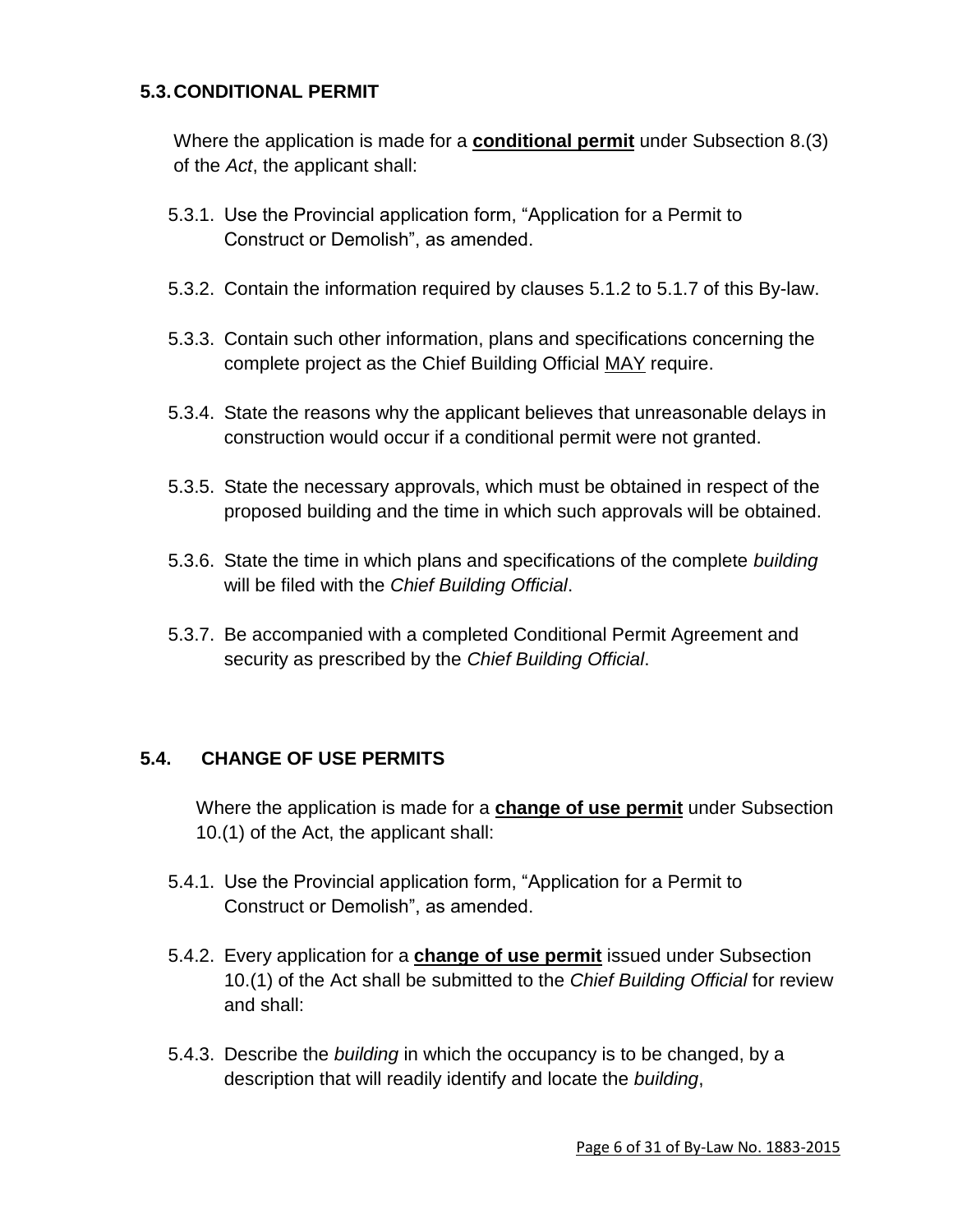### 5.3. CONDITIONAL PERMIT

Where the application is made for a **conditional permit** under Subsection 8.(3) of the *Act*, the applicant shall:

5.3.1. Use the Provincial application form, “Application for a Permit to Construct or Demolish”, as amended.

5.3.2. Contain the information required by clauses 5.1.2 to 5.1.7 of this By-law.

5.3.3. Contain such other information, plans and specifications concerning the complete project as the Chief Building Official MAY require.

5.3.4. State the reasons why the applicant believes that unreasonable delays in construction would occur if a conditional permit were not granted.

5.3.5. State the necessary approvals, which must be obtained in respect of the proposed building and the time in which such approvals will be obtained.

5.3.6. State the time in which plans and specifications of the complete *building* will be filed with the *Chief Building Official*.

5.3.7. Be accompanied with a completed Conditional Permit Agreement and security as prescribed by the *Chief Building Official*.

### 5.4. CHANGE OF USE PERMITS

Where the application is made for a **change of use permit** under Subsection 10.(1) of the Act, the applicant shall:

5.4.1. Use the Provincial application form, “Application for a Permit to Construct or Demolish”, as amended.

5.4.2. Every application for a **change of use permit** issued under Subsection 10.(1) of the Act shall be submitted to the *Chief Building Official* for review and shall:

5.4.3. Describe the *building* in which the occupancy is to be changed, by a description that will readily identify and locate the *building*,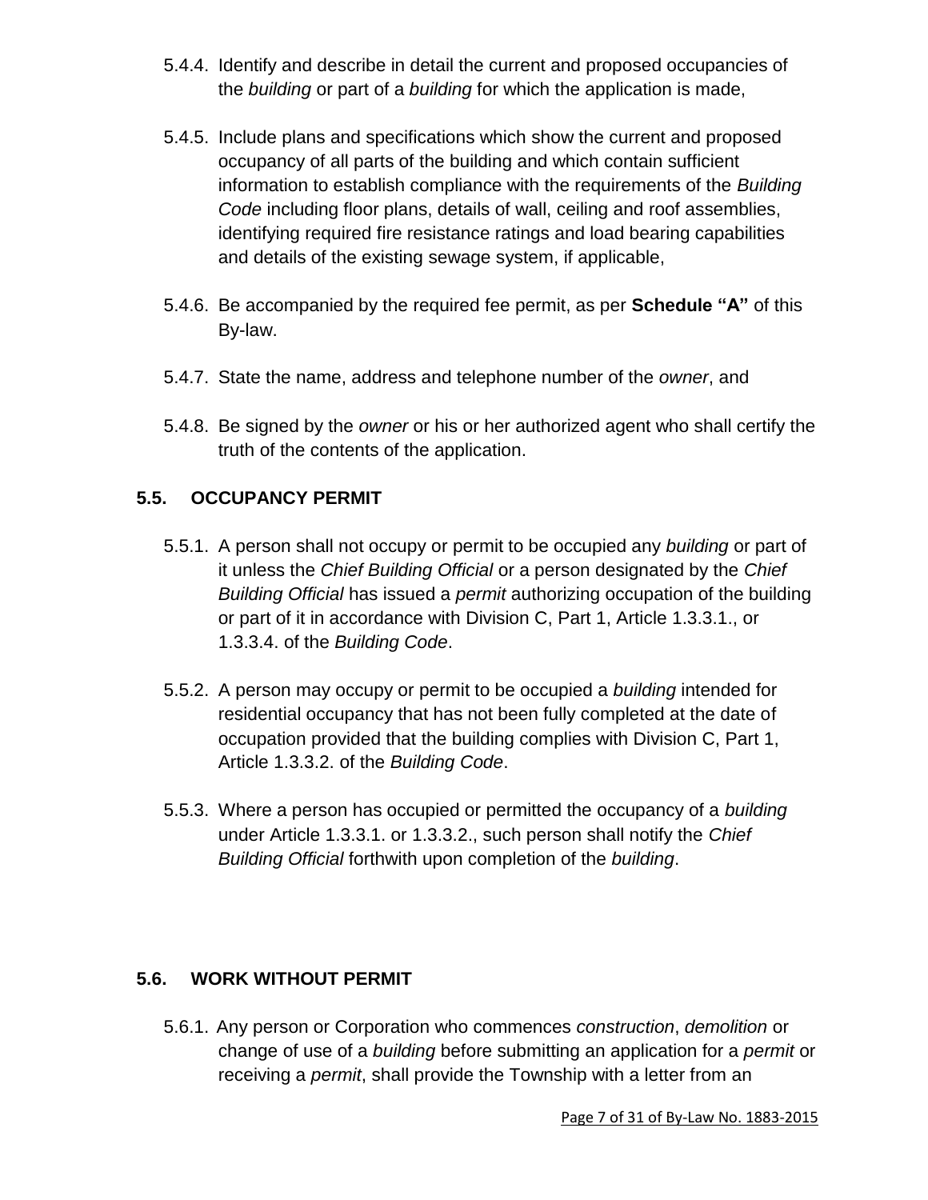5.4.4. Identify and describe in detail the current and proposed occupancies of the *building* or part of a *building* for which the application is made,

5.4.5. Include plans and specifications which show the current and proposed occupancy of all parts of the building and which contain sufficient information to establish compliance with the requirements of the *Building Code* including floor plans, details of wall, ceiling and roof assemblies, identifying required fire resistance ratings and load bearing capabilities and details of the existing sewage system, if applicable,

5.4.6. Be accompanied by the required fee permit, as per **Schedule "A"** of this By-law.

5.4.7. State the name, address and telephone number of the *owner*, and

5.4.8. Be signed by the *owner* or his or her authorized agent who shall certify the truth of the contents of the application.

### 5.5. OCCUPANCY PERMIT

5.5.1. A person shall not occupy or permit to be occupied any *building* or part of it unless the *Chief Building Official* or a person designated by the *Chief Building Official* has issued a *permit* authorizing occupation of the building or part of it in accordance with Division C, Part 1, Article 1.3.3.1., or 1.3.3.4. of the *Building Code*.

5.5.2. A person may occupy or permit to be occupied a *building* intended for residential occupancy that has not been fully completed at the date of occupation provided that the building complies with Division C, Part 1, Article 1.3.3.2. of the *Building Code*.

5.5.3. Where a person has occupied or permitted the occupancy of a *building* under Article 1.3.3.1. or 1.3.3.2., such person shall notify the *Chief Building Official* forthwith upon completion of the *building*.

### 5.6. WORK WITHOUT PERMIT

5.6.1. Any person or Corporation who commences *construction*, *demolition* or change of use of a *building* before submitting an application for a *permit* or receiving a *permit*, shall provide the Township with a letter from an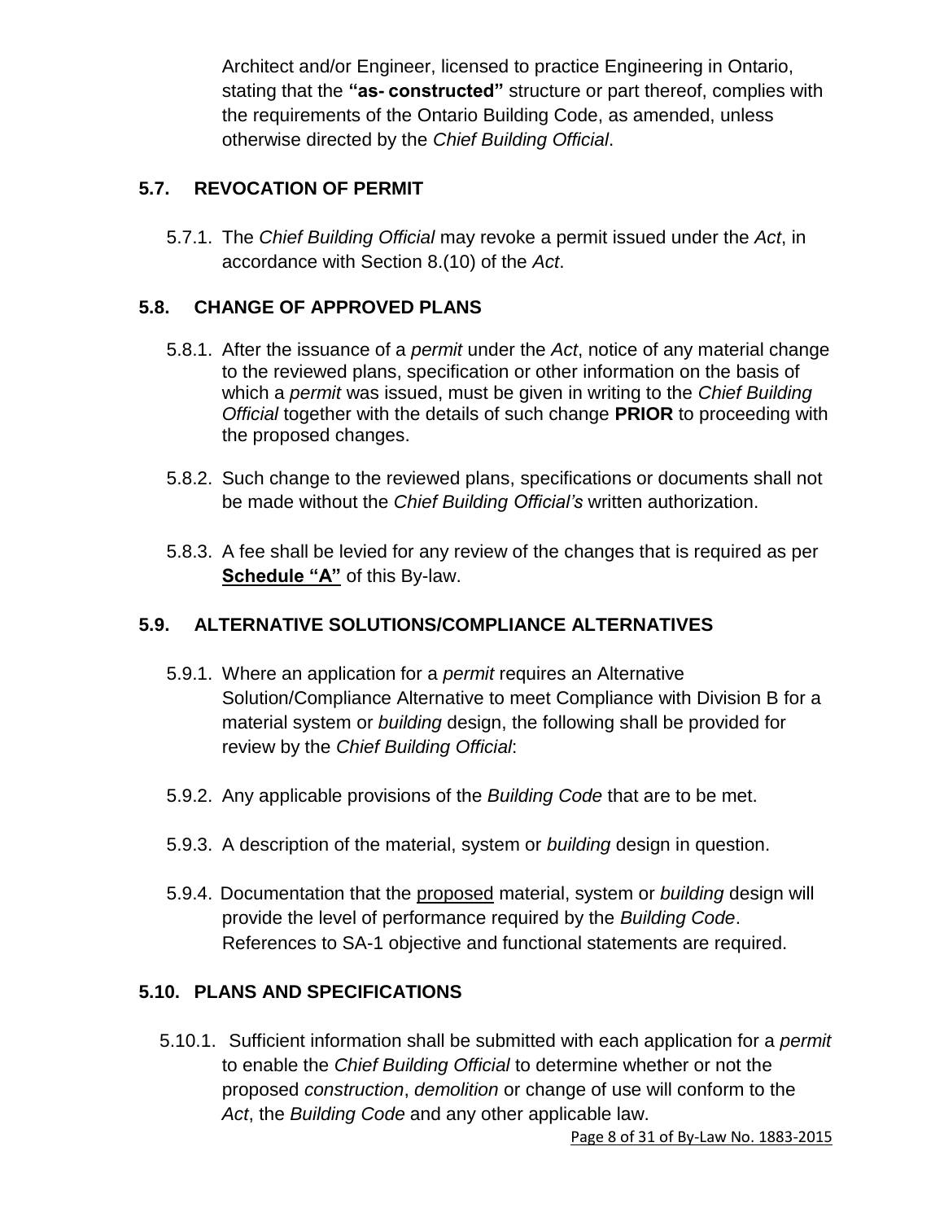Architect and/or Engineer, licensed to practice Engineering in Ontario, stating that the **"as- constructed"** structure or part thereof, complies with the requirements of the Ontario Building Code, as amended, unless otherwise directed by the *Chief Building Official*.

## 5.7. REVOCATION OF PERMIT

5.7.1. The *Chief Building Official* may revoke a permit issued under the *Act*, in accordance with Section 8.(10) of the *Act*.

## 5.8. CHANGE OF APPROVED PLANS

5.8.1. After the issuance of a *permit* under the *Act*, notice of any material change to the reviewed plans, specification or other information on the basis of which a *permit* was issued, must be given in writing to the *Chief Building Official* together with the details of such change **PRIOR** to proceeding with the proposed changes.

5.8.2. Such change to the reviewed plans, specifications or documents shall not be made without the *Chief Building Official's* written authorization.

5.8.3. A fee shall be levied for any review of the changes that is required as per **Schedule "A"** of this By-law.

## 5.9. ALTERNATIVE SOLUTIONS/COMPLIANCE ALTERNATIVES

5.9.1. Where an application for a *permit* requires an Alternative Solution/Compliance Alternative to meet Compliance with Division B for a material system or *building* design, the following shall be provided for review by the *Chief Building Official*:

5.9.2. Any applicable provisions of the *Building Code* that are to be met.

5.9.3. A description of the material, system or *building* design in question.

5.9.4. Documentation that the proposed material, system or *building* design will provide the level of performance required by the *Building Code*. References to SA-1 objective and functional statements are required.

## 5.10. PLANS AND SPECIFICATIONS

5.10.1. Sufficient information shall be submitted with each application for a *permit* to enable the *Chief Building Official* to determine whether or not the proposed *construction*, *demolition* or change of use will conform to the *Act*, the *Building Code* and any other applicable law.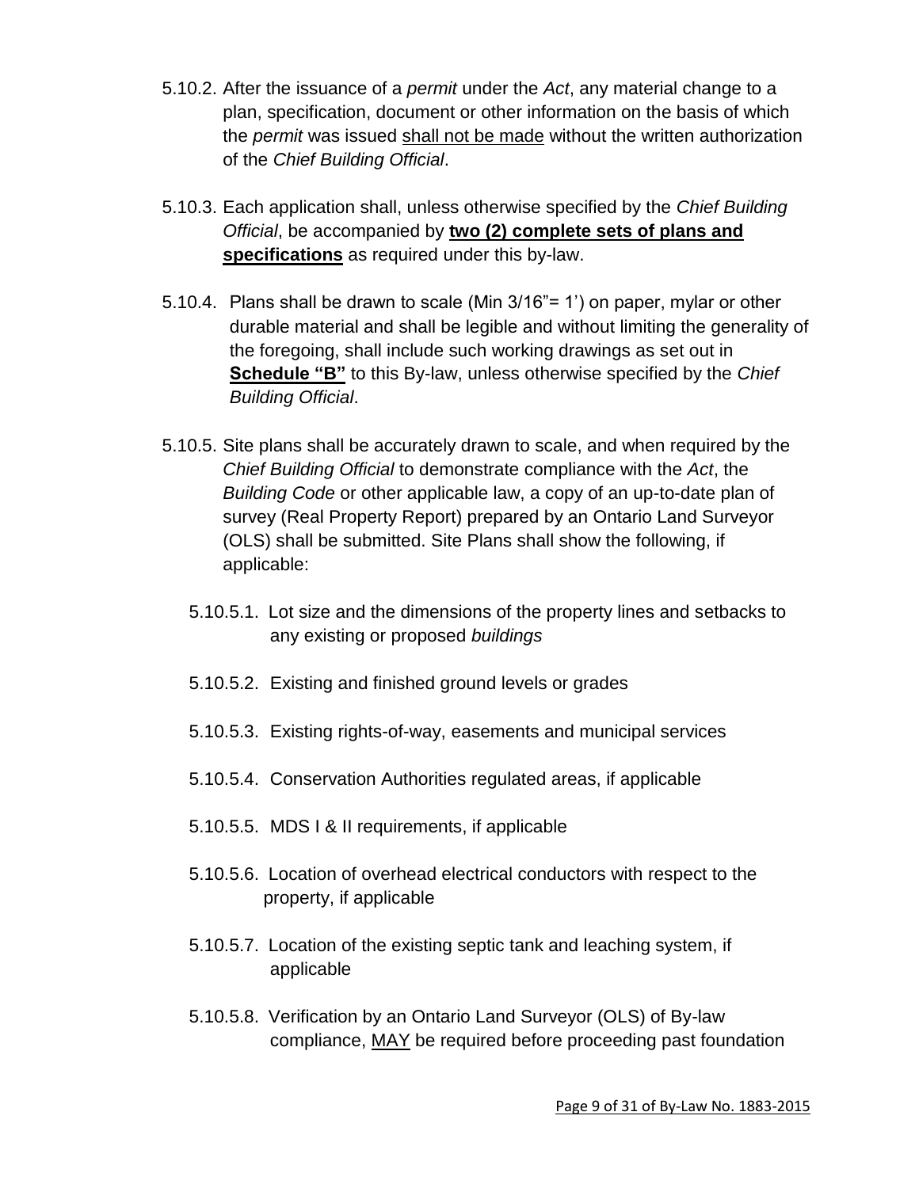5.10.2. After the issuance of a *permit* under the *Act*, any material change to a plan, specification, document or other information on the basis of which the *permit* was issued <u>shall not be made</u> without the written authorization of the *Chief Building Official*.

5.10.3. Each application shall, unless otherwise specified by the *Chief Building Official*, be accompanied by <u>**two (2) complete sets of plans and specifications**</u> as required under this by-law.

5.10.4. Plans shall be drawn to scale (Min 3/16"= 1') on paper, mylar or other durable material and shall be legible and without limiting the generality of the foregoing, shall include such working drawings as set out in <u>**Schedule "B"**</u> to this By-law, unless otherwise specified by the *Chief Building Official*.

5.10.5. Site plans shall be accurately drawn to scale, and when required by the *Chief Building Official* to demonstrate compliance with the *Act*, the *Building Code* or other applicable law, a copy of an up-to-date plan of survey (Real Property Report) prepared by an Ontario Land Surveyor (OLS) shall be submitted. Site Plans shall show the following, if applicable:

5.10.5.1. Lot size and the dimensions of the property lines and setbacks to any existing or proposed *buildings*

5.10.5.2. Existing and finished ground levels or grades

5.10.5.3. Existing rights-of-way, easements and municipal services

5.10.5.4. Conservation Authorities regulated areas, if applicable

5.10.5.5. MDS I & II requirements, if applicable

5.10.5.6. Location of overhead electrical conductors with respect to the property, if applicable

5.10.5.7. Location of the existing septic tank and leaching system, if applicable

5.10.5.8. Verification by an Ontario Land Surveyor (OLS) of By-law compliance, <u>MAY</u> be required before proceeding past foundation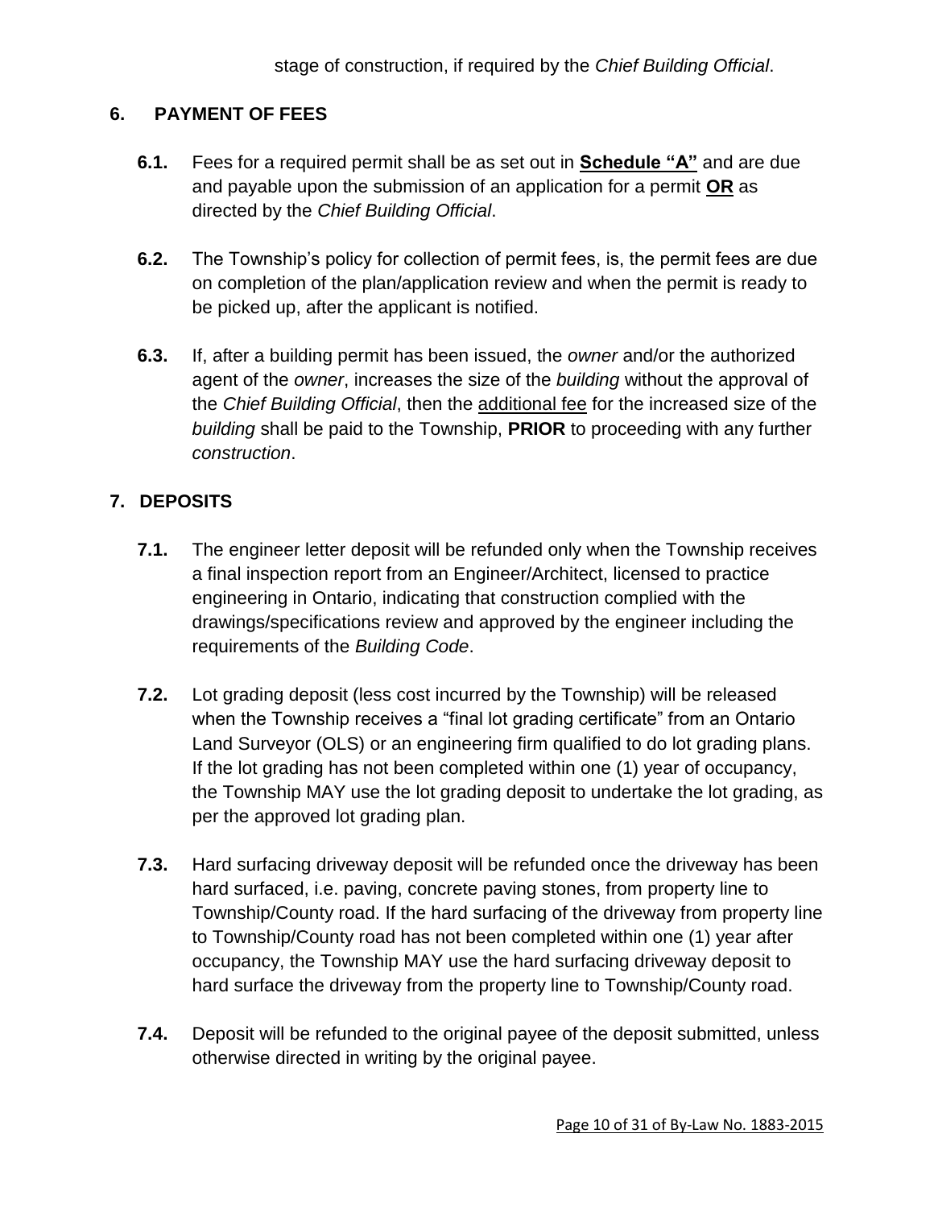stage of construction, if required by the *Chief Building Official*.

## 6. PAYMENT OF FEES

**6.1.** Fees for a required permit shall be as set out in **Schedule "A"** and are due and payable upon the submission of an application for a permit **OR** as directed by the *Chief Building Official*.

**6.2.** The Township's policy for collection of permit fees, is, the permit fees are due on completion of the plan/application review and when the permit is ready to be picked up, after the applicant is notified.

**6.3.** If, after a building permit has been issued, the *owner* and/or the authorized agent of the *owner*, increases the size of the *building* without the approval of the *Chief Building Official*, then the additional fee for the increased size of the *building* shall be paid to the Township, **PRIOR** to proceeding with any further *construction*.

## 7. DEPOSITS

**7.1.** The engineer letter deposit will be refunded only when the Township receives a final inspection report from an Engineer/Architect, licensed to practice engineering in Ontario, indicating that construction complied with the drawings/specifications review and approved by the engineer including the requirements of the *Building Code*.

**7.2.** Lot grading deposit (less cost incurred by the Township) will be released when the Township receives a "final lot grading certificate" from an Ontario Land Surveyor (OLS) or an engineering firm qualified to do lot grading plans. If the lot grading has not been completed within one (1) year of occupancy, the Township MAY use the lot grading deposit to undertake the lot grading, as per the approved lot grading plan.

**7.3.** Hard surfacing driveway deposit will be refunded once the driveway has been hard surfaced, i.e. paving, concrete paving stones, from property line to Township/County road. If the hard surfacing of the driveway from property line to Township/County road has not been completed within one (1) year after occupancy, the Township MAY use the hard surfacing driveway deposit to hard surface the driveway from the property line to Township/County road.

**7.4.** Deposit will be refunded to the original payee of the deposit submitted, unless otherwise directed in writing by the original payee.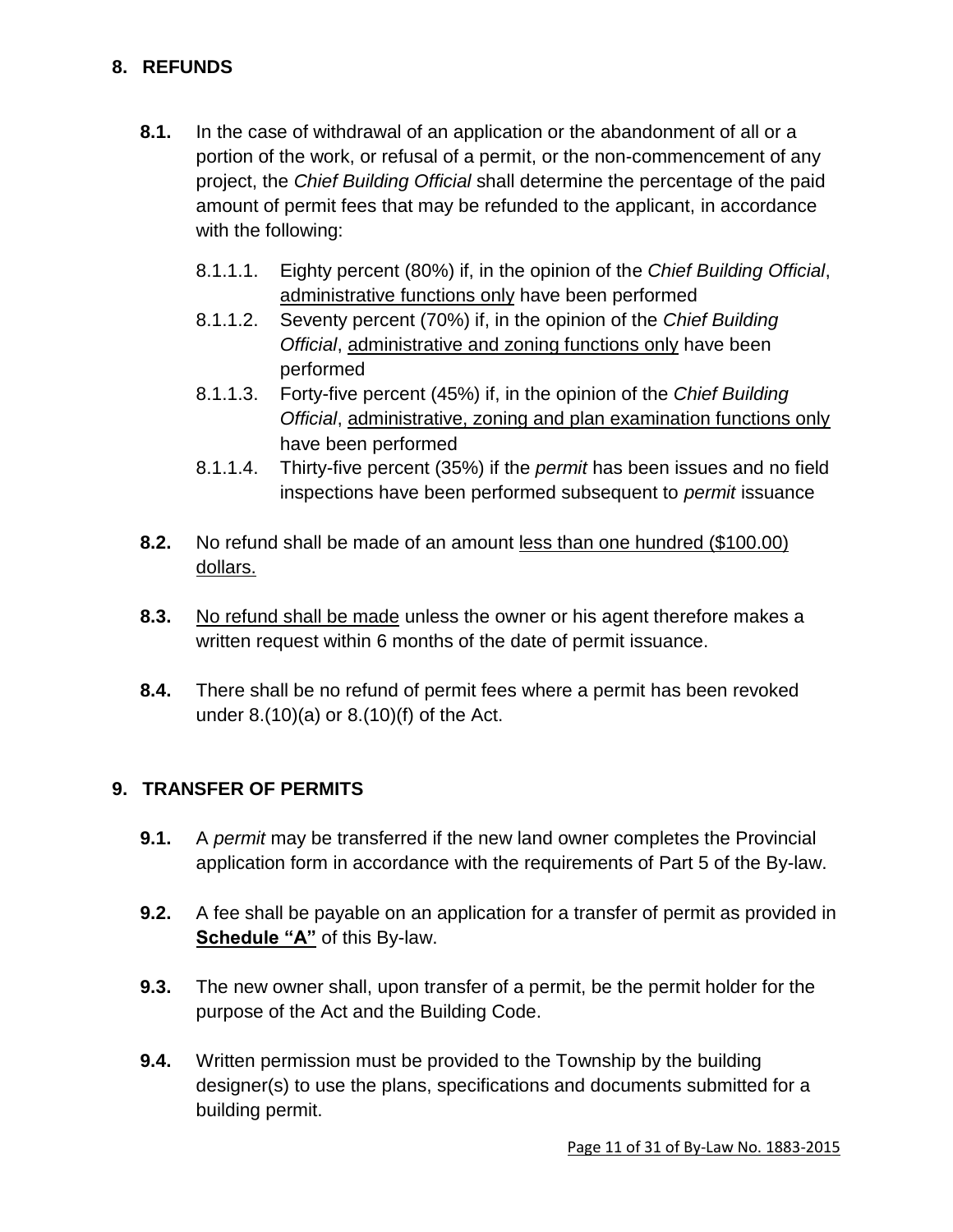## 8. REFUNDS

**8.1.** In the case of withdrawal of an application or the abandonment of all or a portion of the work, or refusal of a permit, or the non-commencement of any project, the *Chief Building Official* shall determine the percentage of the paid amount of permit fees that may be refunded to the applicant, in accordance with the following:

- 8.1.1.1. Eighty percent (80%) if, in the opinion of the *Chief Building Official*, administrative functions only have been performed
- 8.1.1.2. Seventy percent (70%) if, in the opinion of the *Chief Building Official*, administrative and zoning functions only have been performed
- 8.1.1.3. Forty-five percent (45%) if, in the opinion of the *Chief Building Official*, administrative, zoning and plan examination functions only have been performed
- 8.1.1.4. Thirty-five percent (35%) if the *permit* has been issues and no field inspections have been performed subsequent to *permit* issuance

**8.2.** No refund shall be made of an amount less than one hundred ($100.00) dollars.

**8.3.** No refund shall be made unless the owner or his agent therefore makes a written request within 6 months of the date of permit issuance.

**8.4.** There shall be no refund of permit fees where a permit has been revoked under 8.(10)(a) or 8.(10)(f) of the Act.

## 9. TRANSFER OF PERMITS

**9.1.** A *permit* may be transferred if the new land owner completes the Provincial application form in accordance with the requirements of Part 5 of the By-law.

**9.2.** A fee shall be payable on an application for a transfer of permit as provided in **Schedule "A"** of this By-law.

**9.3.** The new owner shall, upon transfer of a permit, be the permit holder for the purpose of the Act and the Building Code.

**9.4.** Written permission must be provided to the Township by the building designer(s) to use the plans, specifications and documents submitted for a building permit.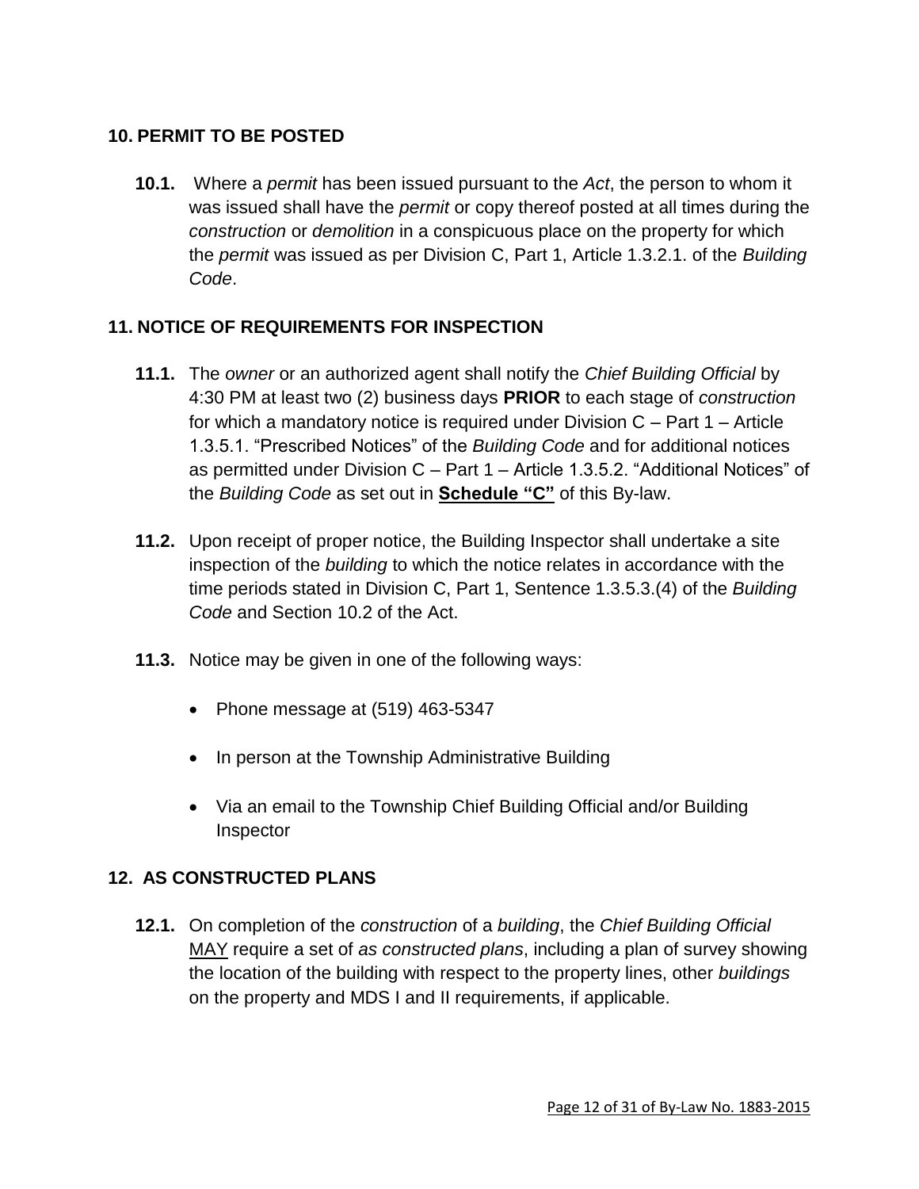## 10. PERMIT TO BE POSTED

**10.1.** Where a *permit* has been issued pursuant to the *Act*, the person to whom it was issued shall have the *permit* or copy thereof posted at all times during the *construction* or *demolition* in a conspicuous place on the property for which the *permit* was issued as per Division C, Part 1, Article 1.3.2.1. of the *Building Code*.

## 11. NOTICE OF REQUIREMENTS FOR INSPECTION

**11.1.** The *owner* or an authorized agent shall notify the *Chief Building Official* by 4:30 PM at least two (2) business days **PRIOR** to each stage of *construction* for which a mandatory notice is required under Division C – Part 1 – Article 1.3.5.1. "Prescribed Notices" of the *Building Code* and for additional notices as permitted under Division C – Part 1 – Article 1.3.5.2. "Additional Notices" of the *Building Code* as set out in <u>**Schedule "C"**</u> of this By-law.

**11.2.** Upon receipt of proper notice, the Building Inspector shall undertake a site inspection of the *building* to which the notice relates in accordance with the time periods stated in Division C, Part 1, Sentence 1.3.5.3.(4) of the *Building Code* and Section 10.2 of the Act.

**11.3.** Notice may be given in one of the following ways:

- Phone message at (519) 463-5347
- In person at the Township Administrative Building
- Via an email to the Township Chief Building Official and/or Building Inspector

## 12. AS CONSTRUCTED PLANS

**12.1.** On completion of the *construction* of a *building*, the *Chief Building Official* <u>MAY</u> require a set of *as constructed plans*, including a plan of survey showing the location of the building with respect to the property lines, other *buildings* on the property and MDS I and II requirements, if applicable.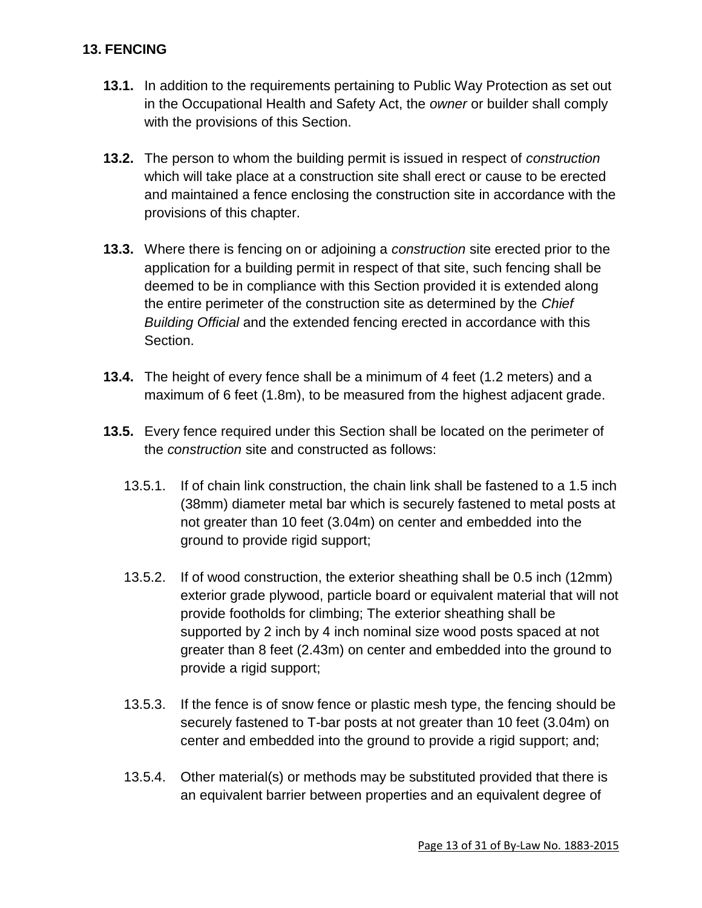## 13. FENCING

**13.1.** In addition to the requirements pertaining to Public Way Protection as set out in the Occupational Health and Safety Act, the *owner* or builder shall comply with the provisions of this Section.

**13.2.** The person to whom the building permit is issued in respect of *construction* which will take place at a construction site shall erect or cause to be erected and maintained a fence enclosing the construction site in accordance with the provisions of this chapter.

**13.3.** Where there is fencing on or adjoining a *construction* site erected prior to the application for a building permit in respect of that site, such fencing shall be deemed to be in compliance with this Section provided it is extended along the entire perimeter of the construction site as determined by the *Chief Building Official* and the extended fencing erected in accordance with this Section.

**13.4.** The height of every fence shall be a minimum of 4 feet (1.2 meters) and a maximum of 6 feet (1.8m), to be measured from the highest adjacent grade.

**13.5.** Every fence required under this Section shall be located on the perimeter of the *construction* site and constructed as follows:

13.5.1. If of chain link construction, the chain link shall be fastened to a 1.5 inch (38mm) diameter metal bar which is securely fastened to metal posts at not greater than 10 feet (3.04m) on center and embedded into the ground to provide rigid support;

13.5.2. If of wood construction, the exterior sheathing shall be 0.5 inch (12mm) exterior grade plywood, particle board or equivalent material that will not provide footholds for climbing; The exterior sheathing shall be supported by 2 inch by 4 inch nominal size wood posts spaced at not greater than 8 feet (2.43m) on center and embedded into the ground to provide a rigid support;

13.5.3. If the fence is of snow fence or plastic mesh type, the fencing should be securely fastened to T-bar posts at not greater than 10 feet (3.04m) on center and embedded into the ground to provide a rigid support; and;

13.5.4. Other material(s) or methods may be substituted provided that there is an equivalent barrier between properties and an equivalent degree of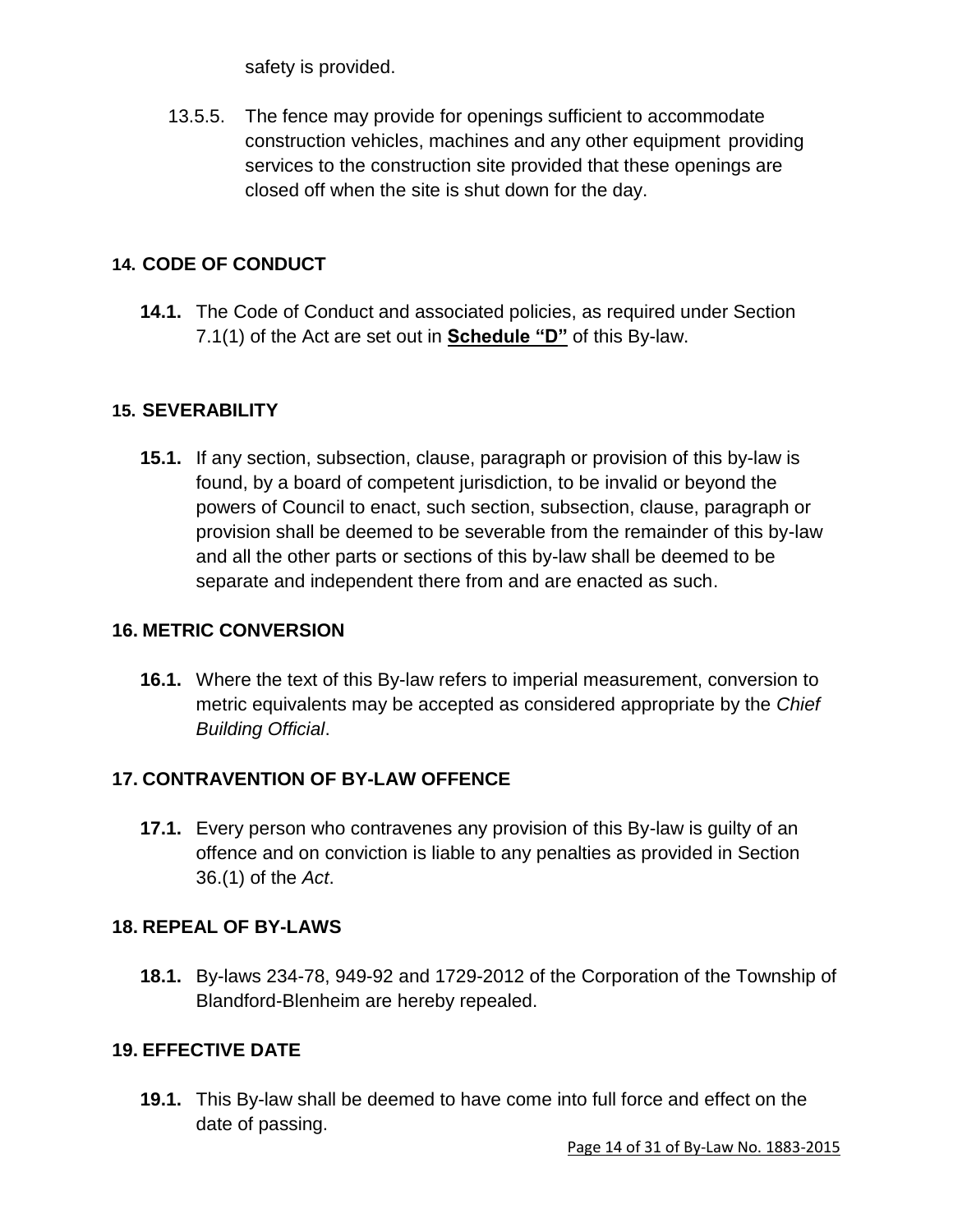safety is provided.

13.5.5. The fence may provide for openings sufficient to accommodate construction vehicles, machines and any other equipment providing services to the construction site provided that these openings are closed off when the site is shut down for the day.

## 14. CODE OF CONDUCT

**14.1.** The Code of Conduct and associated policies, as required under Section 7.1(1) of the Act are set out in **Schedule "D"** of this By-law.

## 15. SEVERABILITY

**15.1.** If any section, subsection, clause, paragraph or provision of this by-law is found, by a board of competent jurisdiction, to be invalid or beyond the powers of Council to enact, such section, subsection, clause, paragraph or provision shall be deemed to be severable from the remainder of this by-law and all the other parts or sections of this by-law shall be deemed to be separate and independent there from and are enacted as such.

## 16. METRIC CONVERSION

**16.1.** Where the text of this By-law refers to imperial measurement, conversion to metric equivalents may be accepted as considered appropriate by the *Chief Building Official*.

## 17. CONTRAVENTION OF BY-LAW OFFENCE

**17.1.** Every person who contravenes any provision of this By-law is guilty of an offence and on conviction is liable to any penalties as provided in Section 36.(1) of the *Act*.

## 18. REPEAL OF BY-LAWS

**18.1.** By-laws 234-78, 949-92 and 1729-2012 of the Corporation of the Township of Blandford-Blenheim are hereby repealed.

## 19. EFFECTIVE DATE

**19.1.** This By-law shall be deemed to have come into full force and effect on the date of passing.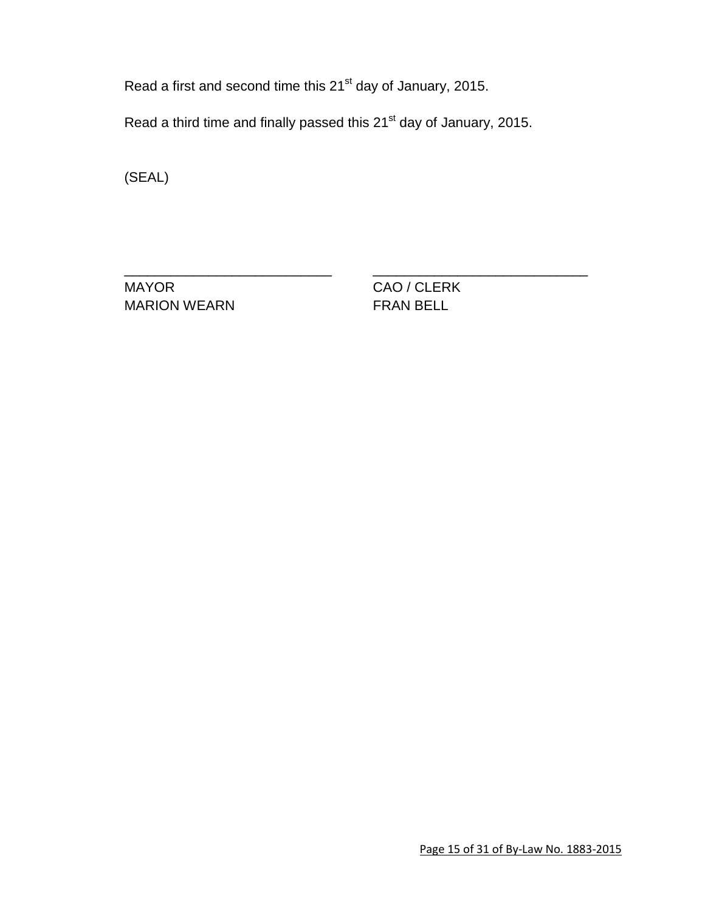Read a first and second time this 21st day of January, 2015.

Read a third time and finally passed this 21st day of January, 2015.

(SEAL)

| ____________________________ | ____________________________ |
|---|---|
| MAYOR | CAO / CLERK |
| MARION WEARN | FRAN BELL |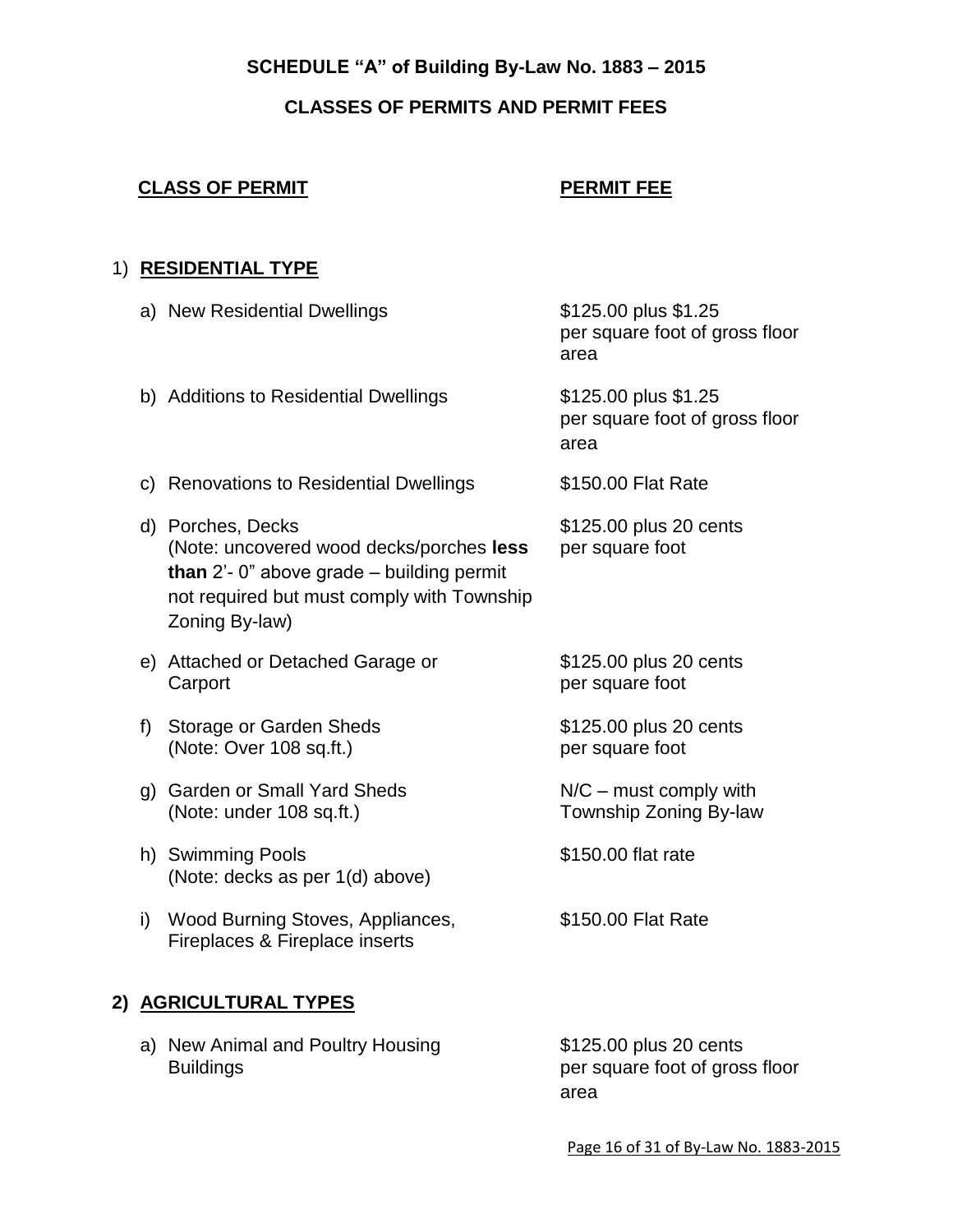**SCHEDULE "A" of Building By-Law No. 1883 – 2015**

**CLASSES OF PERMITS AND PERMIT FEES**

| **CLASS OF PERMIT** | **PERMIT FEE** |
|---|---|
| **1) RESIDENTIAL TYPE** | |
| a) New Residential Dwellings | $125.00 plus $1.25 per square foot of gross floor area |
| b) Additions to Residential Dwellings | $125.00 plus $1.25 per square foot of gross floor area |
| c) Renovations to Residential Dwellings | $150.00 Flat Rate |
| d) Porches, Decks (Note: uncovered wood decks/porches **less than** 2'- 0" above grade – building permit not required but must comply with Township Zoning By-law) | $125.00 plus 20 cents per square foot |
| e) Attached or Detached Garage or Carport | $125.00 plus 20 cents per square foot |
| f) Storage or Garden Sheds (Note: Over 108 sq.ft.) | $125.00 plus 20 cents per square foot |
| g) Garden or Small Yard Sheds (Note: under 108 sq.ft.) | N/C – must comply with Township Zoning By-law |
| h) Swimming Pools (Note: decks as per 1(d) above) | $150.00 flat rate |
| i) Wood Burning Stoves, Appliances, Fireplaces & Fireplace inserts | $150.00 Flat Rate |
| **2) AGRICULTURAL TYPES** | |
| a) New Animal and Poultry Housing Buildings | $125.00 plus 20 cents per square foot of gross floor area |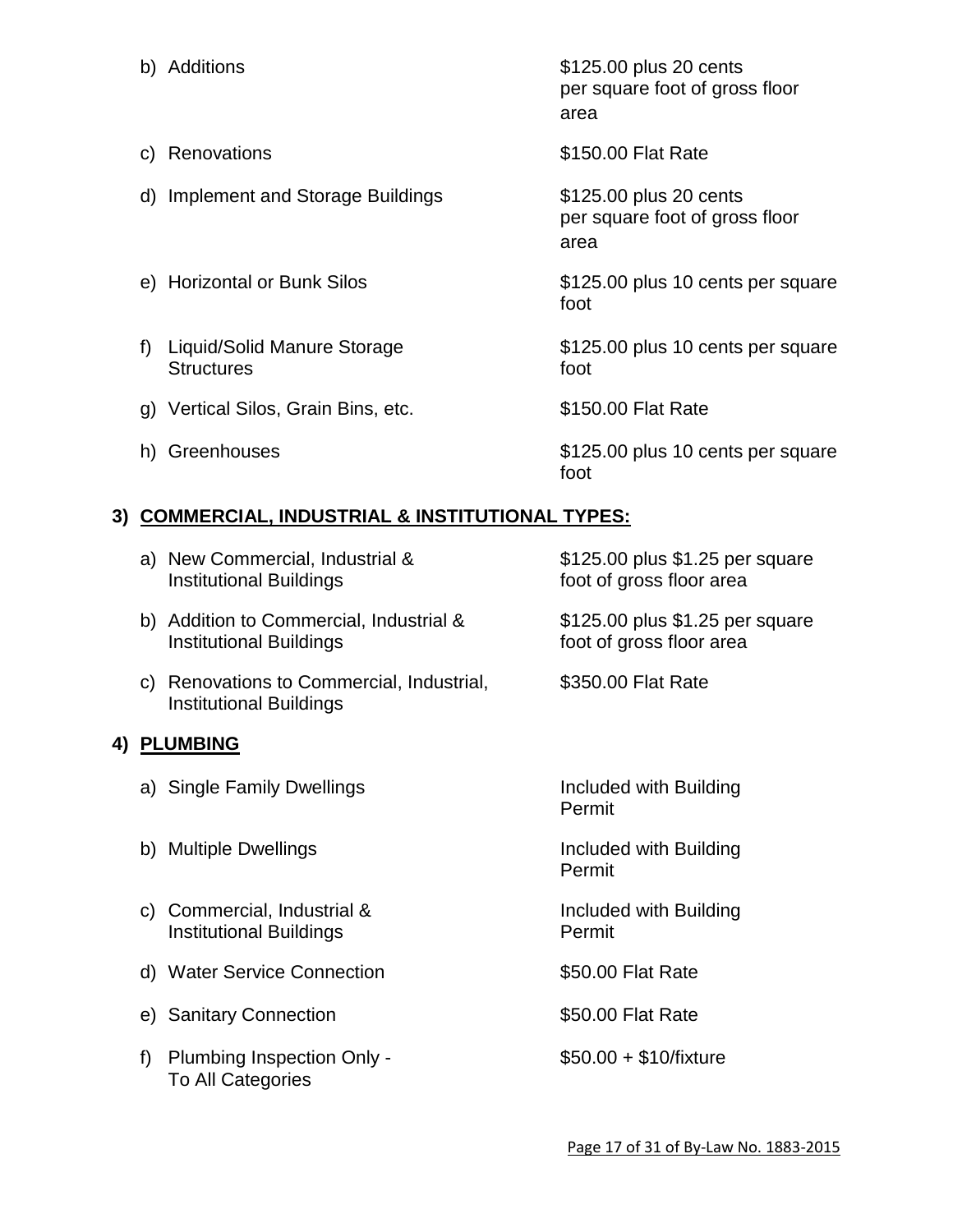b) Additions — $125.00 plus 20 cents per square foot of gross floor area

c) Renovations — $150.00 Flat Rate

d) Implement and Storage Buildings — $125.00 plus 20 cents per square foot of gross floor area

e) Horizontal or Bunk Silos — $125.00 plus 10 cents per square foot

f) Liquid/Solid Manure Storage Structures — $125.00 plus 10 cents per square foot

g) Vertical Silos, Grain Bins, etc. — $150.00 Flat Rate

h) Greenhouses — $125.00 plus 10 cents per square foot

## 3) COMMERCIAL, INDUSTRIAL & INSTITUTIONAL TYPES:

a) New Commercial, Industrial & Institutional Buildings — $125.00 plus $1.25 per square foot of gross floor area

b) Addition to Commercial, Industrial & Institutional Buildings — $125.00 plus $1.25 per square foot of gross floor area

c) Renovations to Commercial, Industrial, Institutional Buildings — $350.00 Flat Rate

## 4) PLUMBING

a) Single Family Dwellings — Included with Building Permit

b) Multiple Dwellings — Included with Building Permit

c) Commercial, Industrial & Institutional Buildings — Included with Building Permit

d) Water Service Connection — $50.00 Flat Rate

e) Sanitary Connection — $50.00 Flat Rate

f) Plumbing Inspection Only - To All Categories — $50.00 + $10/fixture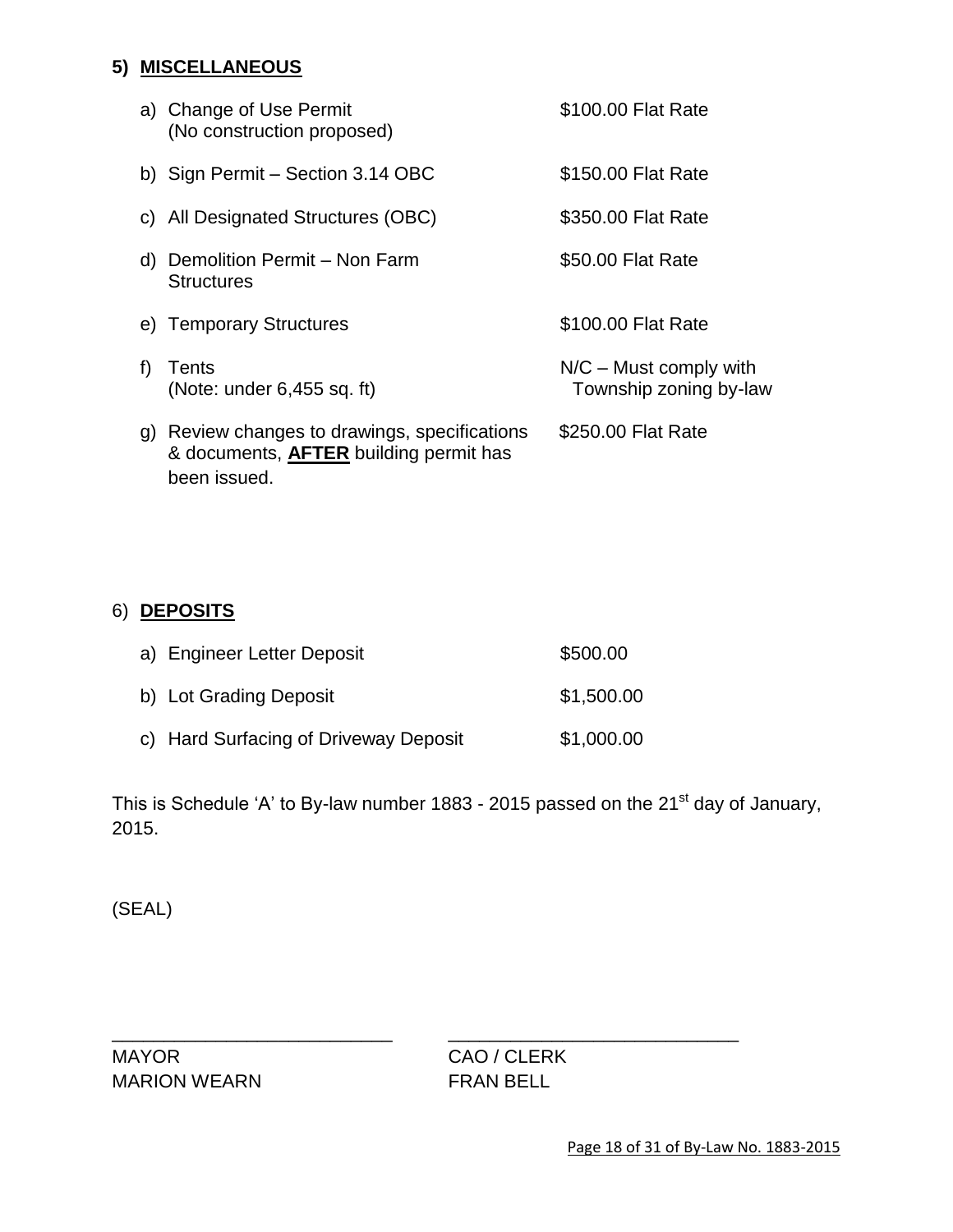## 5) MISCELLANEOUS

| | |
|---|---|
| a) Change of Use Permit (No construction proposed) | $100.00 Flat Rate |
| b) Sign Permit – Section 3.14 OBC | $150.00 Flat Rate |
| c) All Designated Structures (OBC) | $350.00 Flat Rate |
| d) Demolition Permit – Non Farm Structures | $50.00 Flat Rate |
| e) Temporary Structures | $100.00 Flat Rate |
| f) Tents (Note: under 6,455 sq. ft) | N/C – Must comply with Township zoning by-law |
| g) Review changes to drawings, specifications & documents, **AFTER** building permit has been issued. | $250.00 Flat Rate |

## 6) DEPOSITS

| | |
|---|---|
| a) Engineer Letter Deposit | $500.00 |
| b) Lot Grading Deposit | $1,500.00 |
| c) Hard Surfacing of Driveway Deposit | $1,000.00 |

This is Schedule 'A' to By-law number 1883 - 2015 passed on the 21st day of January, 2015.

(SEAL)

\_\_\_\_\_\_\_\_\_\_\_\_\_\_\_\_\_\_\_\_\_\_\_\_\_\_\_\_
MAYOR
MARION WEARN

\_\_\_\_\_\_\_\_\_\_\_\_\_\_\_\_\_\_\_\_\_\_\_\_\_\_\_\_
CAO / CLERK
FRAN BELL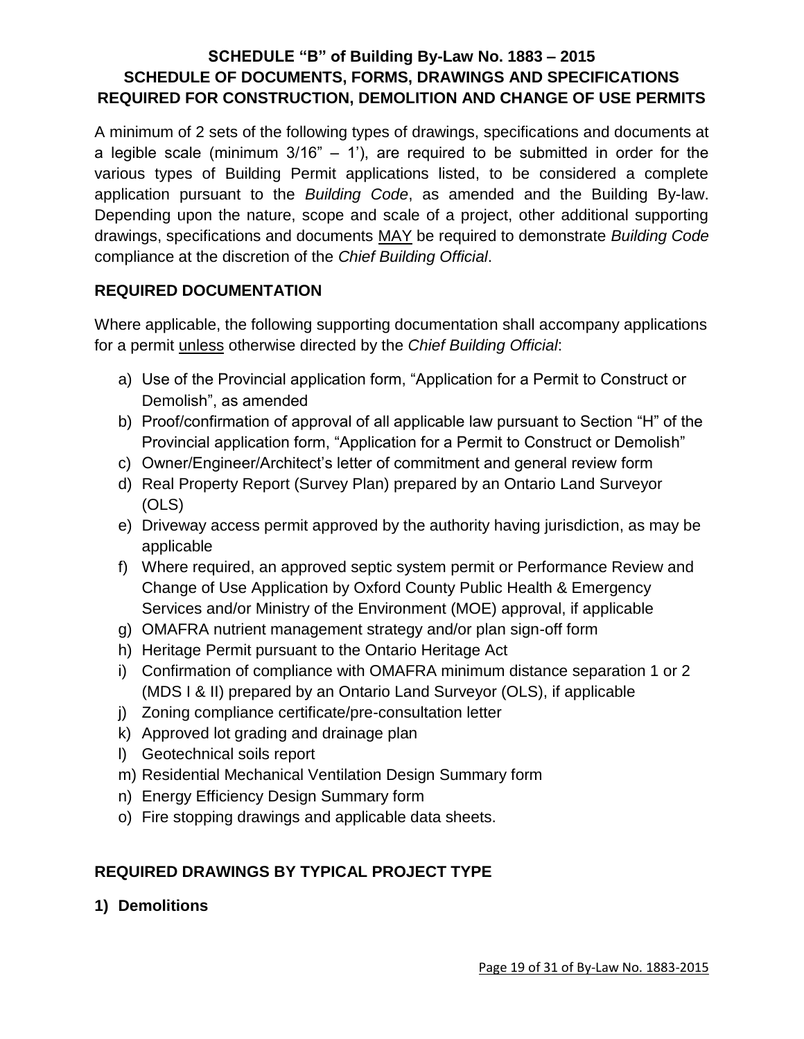## SCHEDULE "B" of Building By-Law No. 1883 – 2015
## SCHEDULE OF DOCUMENTS, FORMS, DRAWINGS AND SPECIFICATIONS REQUIRED FOR CONSTRUCTION, DEMOLITION AND CHANGE OF USE PERMITS

A minimum of 2 sets of the following types of drawings, specifications and documents at a legible scale (minimum 3/16" – 1'), are required to be submitted in order for the various types of Building Permit applications listed, to be considered a complete application pursuant to the *Building Code*, as amended and the Building By-law. Depending upon the nature, scope and scale of a project, other additional supporting drawings, specifications and documents MAY be required to demonstrate *Building Code* compliance at the discretion of the *Chief Building Official*.

### REQUIRED DOCUMENTATION

Where applicable, the following supporting documentation shall accompany applications for a permit unless otherwise directed by the *Chief Building Official*:

a) Use of the Provincial application form, "Application for a Permit to Construct or Demolish", as amended
b) Proof/confirmation of approval of all applicable law pursuant to Section "H" of the Provincial application form, "Application for a Permit to Construct or Demolish"
c) Owner/Engineer/Architect's letter of commitment and general review form
d) Real Property Report (Survey Plan) prepared by an Ontario Land Surveyor (OLS)
e) Driveway access permit approved by the authority having jurisdiction, as may be applicable
f) Where required, an approved septic system permit or Performance Review and Change of Use Application by Oxford County Public Health & Emergency Services and/or Ministry of the Environment (MOE) approval, if applicable
g) OMAFRA nutrient management strategy and/or plan sign-off form
h) Heritage Permit pursuant to the Ontario Heritage Act
i) Confirmation of compliance with OMAFRA minimum distance separation 1 or 2 (MDS I & II) prepared by an Ontario Land Surveyor (OLS), if applicable
j) Zoning compliance certificate/pre-consultation letter
k) Approved lot grading and drainage plan
l) Geotechnical soils report
m) Residential Mechanical Ventilation Design Summary form
n) Energy Efficiency Design Summary form
o) Fire stopping drawings and applicable data sheets.

### REQUIRED DRAWINGS BY TYPICAL PROJECT TYPE

**1) Demolitions**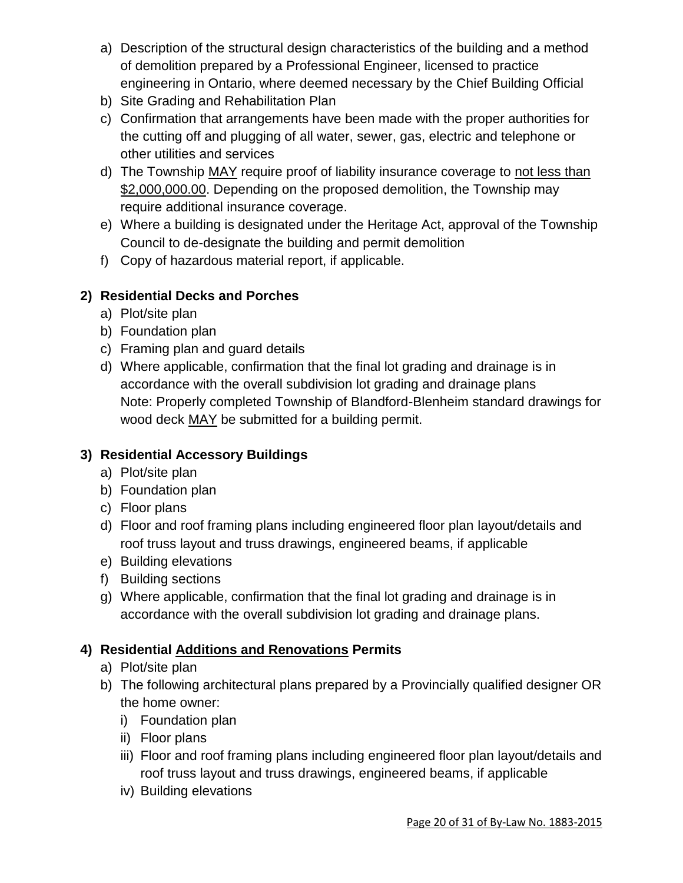a) Description of the structural design characteristics of the building and a method of demolition prepared by a Professional Engineer, licensed to practice engineering in Ontario, where deemed necessary by the Chief Building Official
b) Site Grading and Rehabilitation Plan
c) Confirmation that arrangements have been made with the proper authorities for the cutting off and plugging of all water, sewer, gas, electric and telephone or other utilities and services
d) The Township <u>MAY</u> require proof of liability insurance coverage to <u>not less than $2,000,000.00</u>. Depending on the proposed demolition, the Township may require additional insurance coverage.
e) Where a building is designated under the Heritage Act, approval of the Township Council to de-designate the building and permit demolition
f) Copy of hazardous material report, if applicable.

**2) Residential Decks and Porches**

a) Plot/site plan
b) Foundation plan
c) Framing plan and guard details
d) Where applicable, confirmation that the final lot grading and drainage is in accordance with the overall subdivision lot grading and drainage plans
Note: Properly completed Township of Blandford-Blenheim standard drawings for wood deck <u>MAY</u> be submitted for a building permit.

**3) Residential Accessory Buildings**

a) Plot/site plan
b) Foundation plan
c) Floor plans
d) Floor and roof framing plans including engineered floor plan layout/details and roof truss layout and truss drawings, engineered beams, if applicable
e) Building elevations
f) Building sections
g) Where applicable, confirmation that the final lot grading and drainage is in accordance with the overall subdivision lot grading and drainage plans.

**4) Residential <u>Additions and Renovations</u> Permits**

a) Plot/site plan
b) The following architectural plans prepared by a Provincially qualified designer OR the home owner:
   i) Foundation plan
   ii) Floor plans
   iii) Floor and roof framing plans including engineered floor plan layout/details and roof truss layout and truss drawings, engineered beams, if applicable
   iv) Building elevations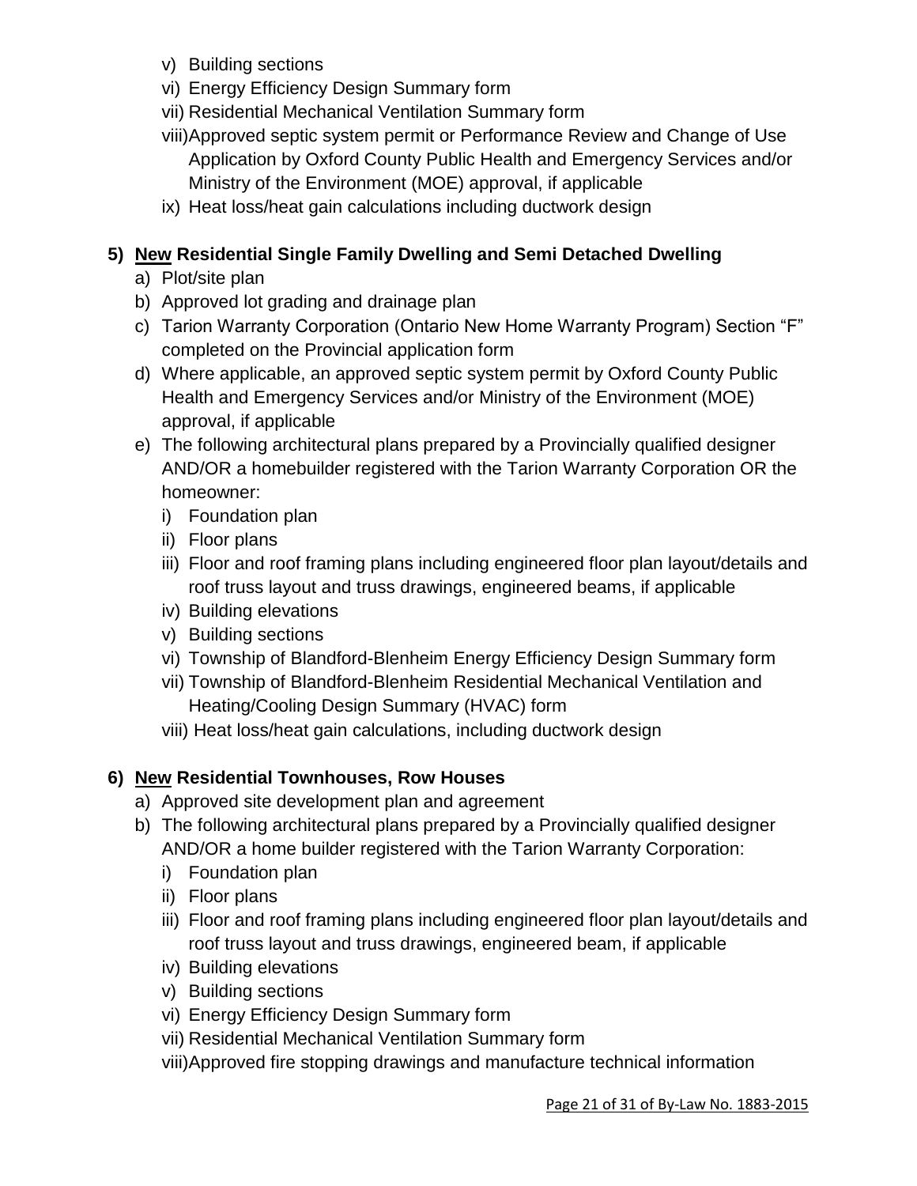- v) Building sections
   - vi) Energy Efficiency Design Summary form
   - vii) Residential Mechanical Ventilation Summary form
   - viii) Approved septic system permit or Performance Review and Change of Use Application by Oxford County Public Health and Emergency Services and/or Ministry of the Environment (MOE) approval, if applicable
   - ix) Heat loss/heat gain calculations including ductwork design

**5) <u>New</u> Residential Single Family Dwelling and Semi Detached Dwelling**

- a) Plot/site plan
- b) Approved lot grading and drainage plan
- c) Tarion Warranty Corporation (Ontario New Home Warranty Program) Section "F" completed on the Provincial application form
- d) Where applicable, an approved septic system permit by Oxford County Public Health and Emergency Services and/or Ministry of the Environment (MOE) approval, if applicable
- e) The following architectural plans prepared by a Provincially qualified designer AND/OR a homebuilder registered with the Tarion Warranty Corporation OR the homeowner:
   - i) Foundation plan
   - ii) Floor plans
   - iii) Floor and roof framing plans including engineered floor plan layout/details and roof truss layout and truss drawings, engineered beams, if applicable
   - iv) Building elevations
   - v) Building sections
   - vi) Township of Blandford-Blenheim Energy Efficiency Design Summary form
   - vii) Township of Blandford-Blenheim Residential Mechanical Ventilation and Heating/Cooling Design Summary (HVAC) form
   - viii) Heat loss/heat gain calculations, including ductwork design

**6) <u>New</u> Residential Townhouses, Row Houses**

- a) Approved site development plan and agreement
- b) The following architectural plans prepared by a Provincially qualified designer AND/OR a home builder registered with the Tarion Warranty Corporation:
   - i) Foundation plan
   - ii) Floor plans
   - iii) Floor and roof framing plans including engineered floor plan layout/details and roof truss layout and truss drawings, engineered beam, if applicable
   - iv) Building elevations
   - v) Building sections
   - vi) Energy Efficiency Design Summary form
   - vii) Residential Mechanical Ventilation Summary form
   - viii) Approved fire stopping drawings and manufacture technical information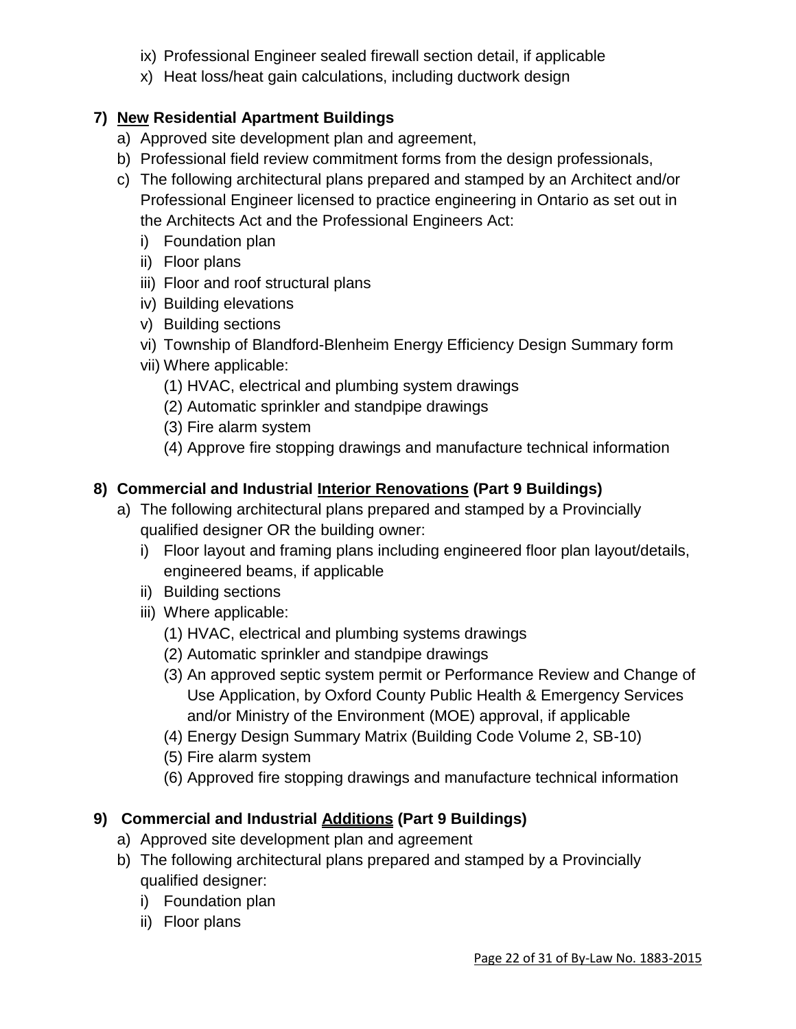ix) Professional Engineer sealed firewall section detail, if applicable
x) Heat loss/heat gain calculations, including ductwork design

**7) <u>New</u> Residential Apartment Buildings**

a) Approved site development plan and agreement,
b) Professional field review commitment forms from the design professionals,
c) The following architectural plans prepared and stamped by an Architect and/or Professional Engineer licensed to practice engineering in Ontario as set out in the Architects Act and the Professional Engineers Act:
   i) Foundation plan
   ii) Floor plans
   iii) Floor and roof structural plans
   iv) Building elevations
   v) Building sections
   vi) Township of Blandford-Blenheim Energy Efficiency Design Summary form
   vii) Where applicable:
      (1) HVAC, electrical and plumbing system drawings
      (2) Automatic sprinkler and standpipe drawings
      (3) Fire alarm system
      (4) Approve fire stopping drawings and manufacture technical information

**8) Commercial and Industrial <u>Interior Renovations</u> (Part 9 Buildings)**

a) The following architectural plans prepared and stamped by a Provincially qualified designer OR the building owner:
   i) Floor layout and framing plans including engineered floor plan layout/details, engineered beams, if applicable
   ii) Building sections
   iii) Where applicable:
      (1) HVAC, electrical and plumbing systems drawings
      (2) Automatic sprinkler and standpipe drawings
      (3) An approved septic system permit or Performance Review and Change of Use Application, by Oxford County Public Health & Emergency Services and/or Ministry of the Environment (MOE) approval, if applicable
      (4) Energy Design Summary Matrix (Building Code Volume 2, SB-10)
      (5) Fire alarm system
      (6) Approved fire stopping drawings and manufacture technical information

**9) Commercial and Industrial <u>Additions</u> (Part 9 Buildings)**

a) Approved site development plan and agreement
b) The following architectural plans prepared and stamped by a Provincially qualified designer:
   i) Foundation plan
   ii) Floor plans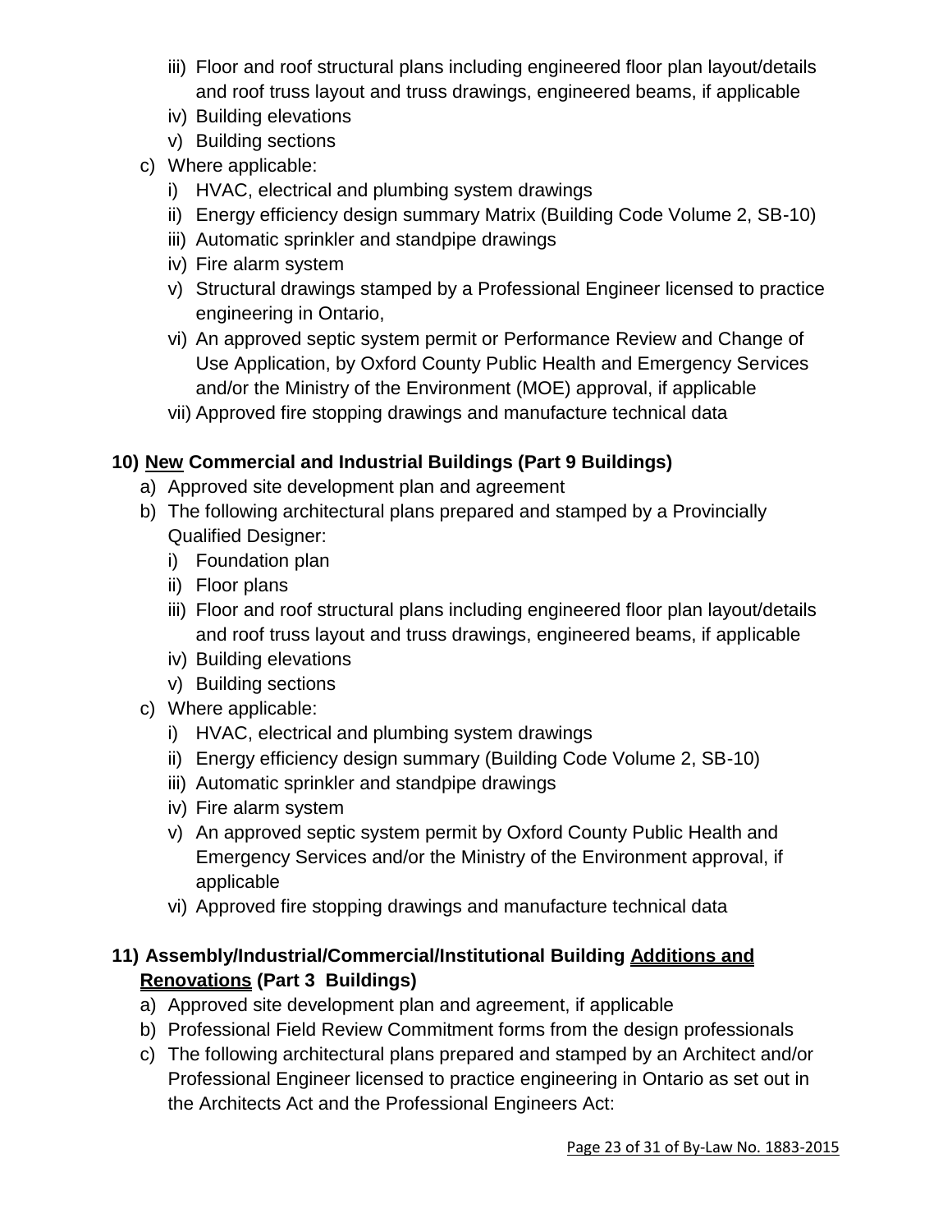iii) Floor and roof structural plans including engineered floor plan layout/details and roof truss layout and truss drawings, engineered beams, if applicable
   iv) Building elevations
   v) Building sections

c) Where applicable:
   i) HVAC, electrical and plumbing system drawings
   ii) Energy efficiency design summary Matrix (Building Code Volume 2, SB-10)
   iii) Automatic sprinkler and standpipe drawings
   iv) Fire alarm system
   v) Structural drawings stamped by a Professional Engineer licensed to practice engineering in Ontario,
   vi) An approved septic system permit or Performance Review and Change of Use Application, by Oxford County Public Health and Emergency Services and/or the Ministry of the Environment (MOE) approval, if applicable
   vii) Approved fire stopping drawings and manufacture technical data

**10) <u>New</u> Commercial and Industrial Buildings (Part 9 Buildings)**

a) Approved site development plan and agreement
b) The following architectural plans prepared and stamped by a Provincially Qualified Designer:
   i) Foundation plan
   ii) Floor plans
   iii) Floor and roof structural plans including engineered floor plan layout/details and roof truss layout and truss drawings, engineered beams, if applicable
   iv) Building elevations
   v) Building sections
c) Where applicable:
   i) HVAC, electrical and plumbing system drawings
   ii) Energy efficiency design summary (Building Code Volume 2, SB-10)
   iii) Automatic sprinkler and standpipe drawings
   iv) Fire alarm system
   v) An approved septic system permit by Oxford County Public Health and Emergency Services and/or the Ministry of the Environment approval, if applicable
   vi) Approved fire stopping drawings and manufacture technical data

**11) Assembly/Industrial/Commercial/Institutional Building <u>Additions and Renovations</u> (Part 3 Buildings)**

a) Approved site development plan and agreement, if applicable
b) Professional Field Review Commitment forms from the design professionals
c) The following architectural plans prepared and stamped by an Architect and/or Professional Engineer licensed to practice engineering in Ontario as set out in the Architects Act and the Professional Engineers Act: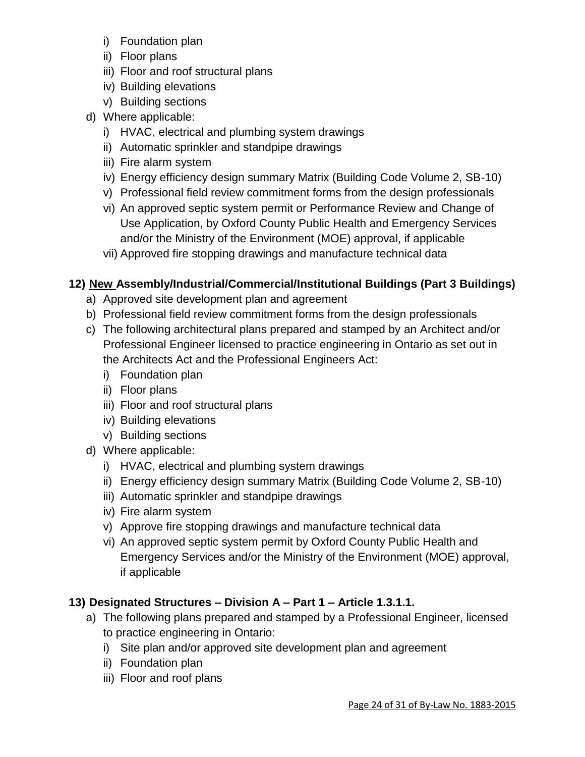i) Foundation plan
   ii) Floor plans
   iii) Floor and roof structural plans
   iv) Building elevations
   v) Building sections
d) Where applicable:
   i) HVAC, electrical and plumbing system drawings
   ii) Automatic sprinkler and standpipe drawings
   iii) Fire alarm system
   iv) Energy efficiency design summary Matrix (Building Code Volume 2, SB-10)
   v) Professional field review commitment forms from the design professionals
   vi) An approved septic system permit or Performance Review and Change of Use Application, by Oxford County Public Health and Emergency Services and/or the Ministry of the Environment (MOE) approval, if applicable
   vii) Approved fire stopping drawings and manufacture technical data

**12) <u>New</u> Assembly/Industrial/Commercial/Institutional Buildings (Part 3 Buildings)**

a) Approved site development plan and agreement
b) Professional field review commitment forms from the design professionals
c) The following architectural plans prepared and stamped by an Architect and/or Professional Engineer licensed to practice engineering in Ontario as set out in the Architects Act and the Professional Engineers Act:
   i) Foundation plan
   ii) Floor plans
   iii) Floor and roof structural plans
   iv) Building elevations
   v) Building sections
d) Where applicable:
   i) HVAC, electrical and plumbing system drawings
   ii) Energy efficiency design summary Matrix (Building Code Volume 2, SB-10)
   iii) Automatic sprinkler and standpipe drawings
   iv) Fire alarm system
   v) Approve fire stopping drawings and manufacture technical data
   vi) An approved septic system permit by Oxford County Public Health and Emergency Services and/or the Ministry of the Environment (MOE) approval, if applicable

**13) Designated Structures – Division A – Part 1 – Article 1.3.1.1.**

a) The following plans prepared and stamped by a Professional Engineer, licensed to practice engineering in Ontario:
   i) Site plan and/or approved site development plan and agreement
   ii) Foundation plan
   iii) Floor and roof plans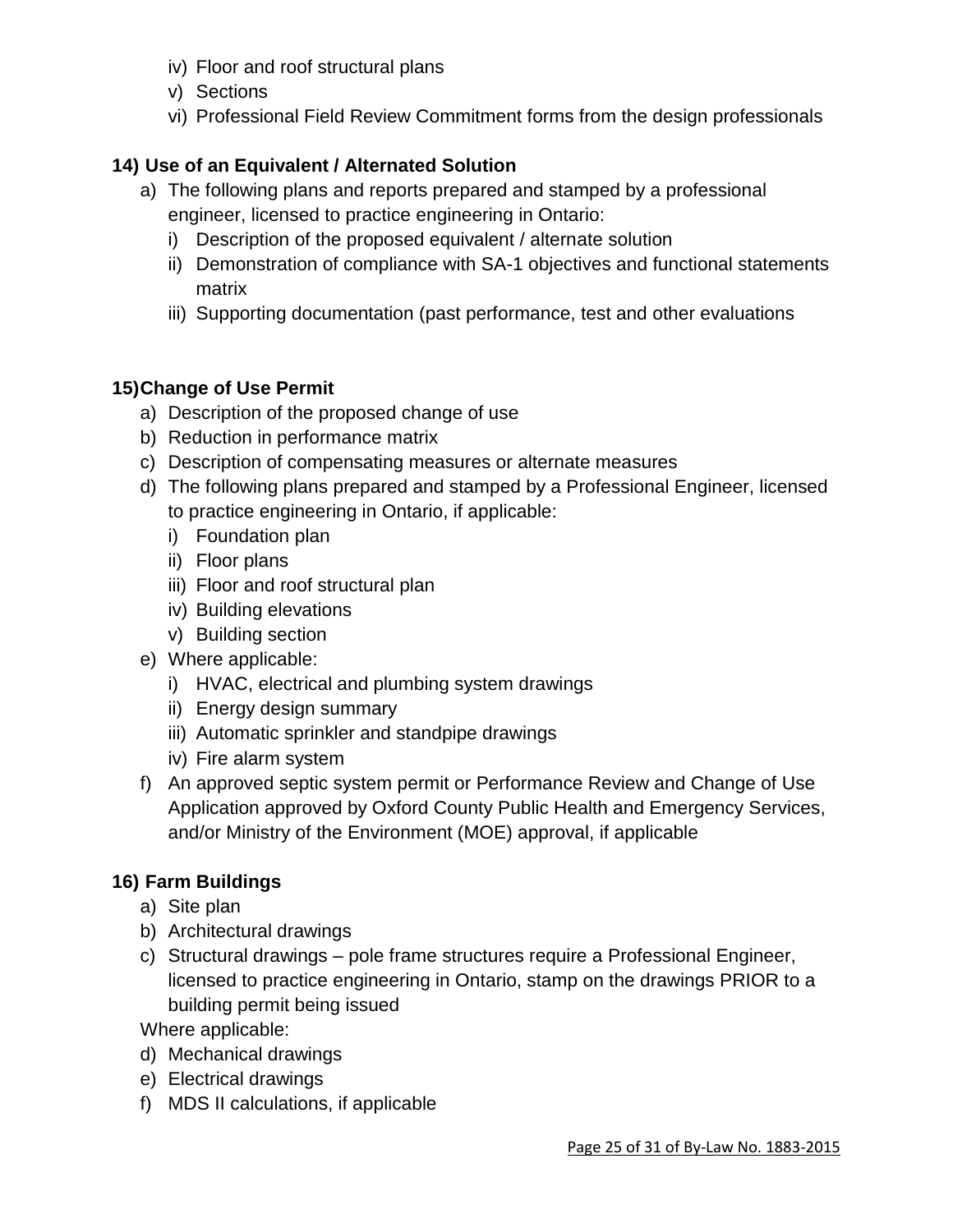iv) Floor and roof structural plans
v) Sections
vi) Professional Field Review Commitment forms from the design professionals

**14) Use of an Equivalent / Alternated Solution**

a) The following plans and reports prepared and stamped by a professional engineer, licensed to practice engineering in Ontario:
   i) Description of the proposed equivalent / alternate solution
   ii) Demonstration of compliance with SA-1 objectives and functional statements matrix
   iii) Supporting documentation (past performance, test and other evaluations

**15) Change of Use Permit**

a) Description of the proposed change of use
b) Reduction in performance matrix
c) Description of compensating measures or alternate measures
d) The following plans prepared and stamped by a Professional Engineer, licensed to practice engineering in Ontario, if applicable:
   i) Foundation plan
   ii) Floor plans
   iii) Floor and roof structural plan
   iv) Building elevations
   v) Building section
e) Where applicable:
   i) HVAC, electrical and plumbing system drawings
   ii) Energy design summary
   iii) Automatic sprinkler and standpipe drawings
   iv) Fire alarm system
f) An approved septic system permit or Performance Review and Change of Use Application approved by Oxford County Public Health and Emergency Services, and/or Ministry of the Environment (MOE) approval, if applicable

**16) Farm Buildings**

a) Site plan
b) Architectural drawings
c) Structural drawings – pole frame structures require a Professional Engineer, licensed to practice engineering in Ontario, stamp on the drawings PRIOR to a building permit being issued

Where applicable:

d) Mechanical drawings
e) Electrical drawings
f) MDS II calculations, if applicable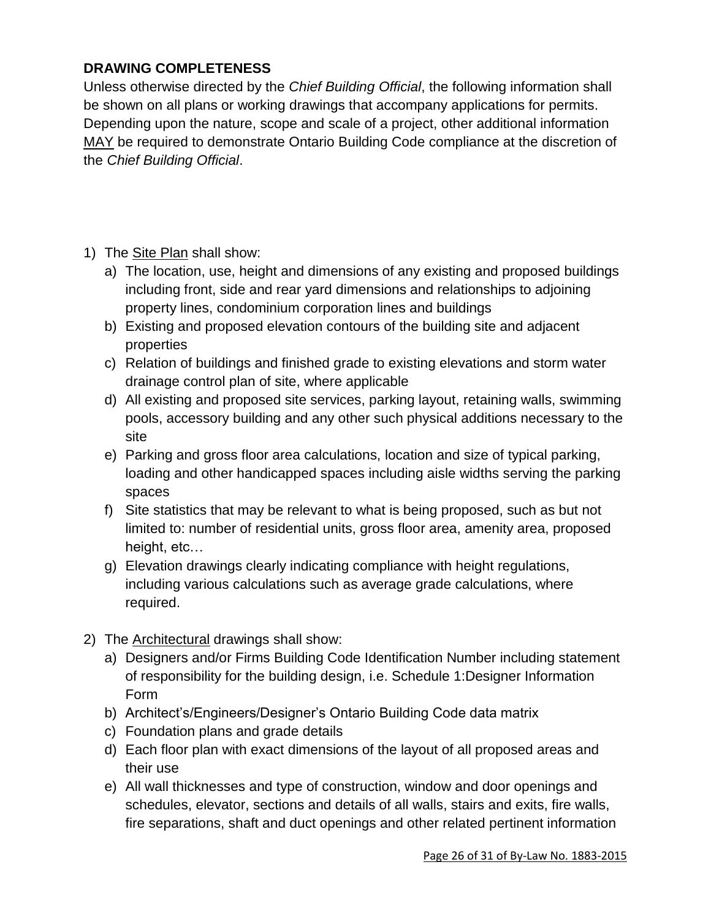**DRAWING COMPLETENESS**

Unless otherwise directed by the *Chief Building Official*, the following information shall be shown on all plans or working drawings that accompany applications for permits. Depending upon the nature, scope and scale of a project, other additional information <u>MAY</u> be required to demonstrate Ontario Building Code compliance at the discretion of the *Chief Building Official*.

1) The <u>Site Plan</u> shall show:
   a) The location, use, height and dimensions of any existing and proposed buildings including front, side and rear yard dimensions and relationships to adjoining property lines, condominium corporation lines and buildings
   b) Existing and proposed elevation contours of the building site and adjacent properties
   c) Relation of buildings and finished grade to existing elevations and storm water drainage control plan of site, where applicable
   d) All existing and proposed site services, parking layout, retaining walls, swimming pools, accessory building and any other such physical additions necessary to the site
   e) Parking and gross floor area calculations, location and size of typical parking, loading and other handicapped spaces including aisle widths serving the parking spaces
   f) Site statistics that may be relevant to what is being proposed, such as but not limited to: number of residential units, gross floor area, amenity area, proposed height, etc…
   g) Elevation drawings clearly indicating compliance with height regulations, including various calculations such as average grade calculations, where required.

2) The <u>Architectural</u> drawings shall show:
   a) Designers and/or Firms Building Code Identification Number including statement of responsibility for the building design, i.e. Schedule 1:Designer Information Form
   b) Architect's/Engineers/Designer's Ontario Building Code data matrix
   c) Foundation plans and grade details
   d) Each floor plan with exact dimensions of the layout of all proposed areas and their use
   e) All wall thicknesses and type of construction, window and door openings and schedules, elevator, sections and details of all walls, stairs and exits, fire walls, fire separations, shaft and duct openings and other related pertinent information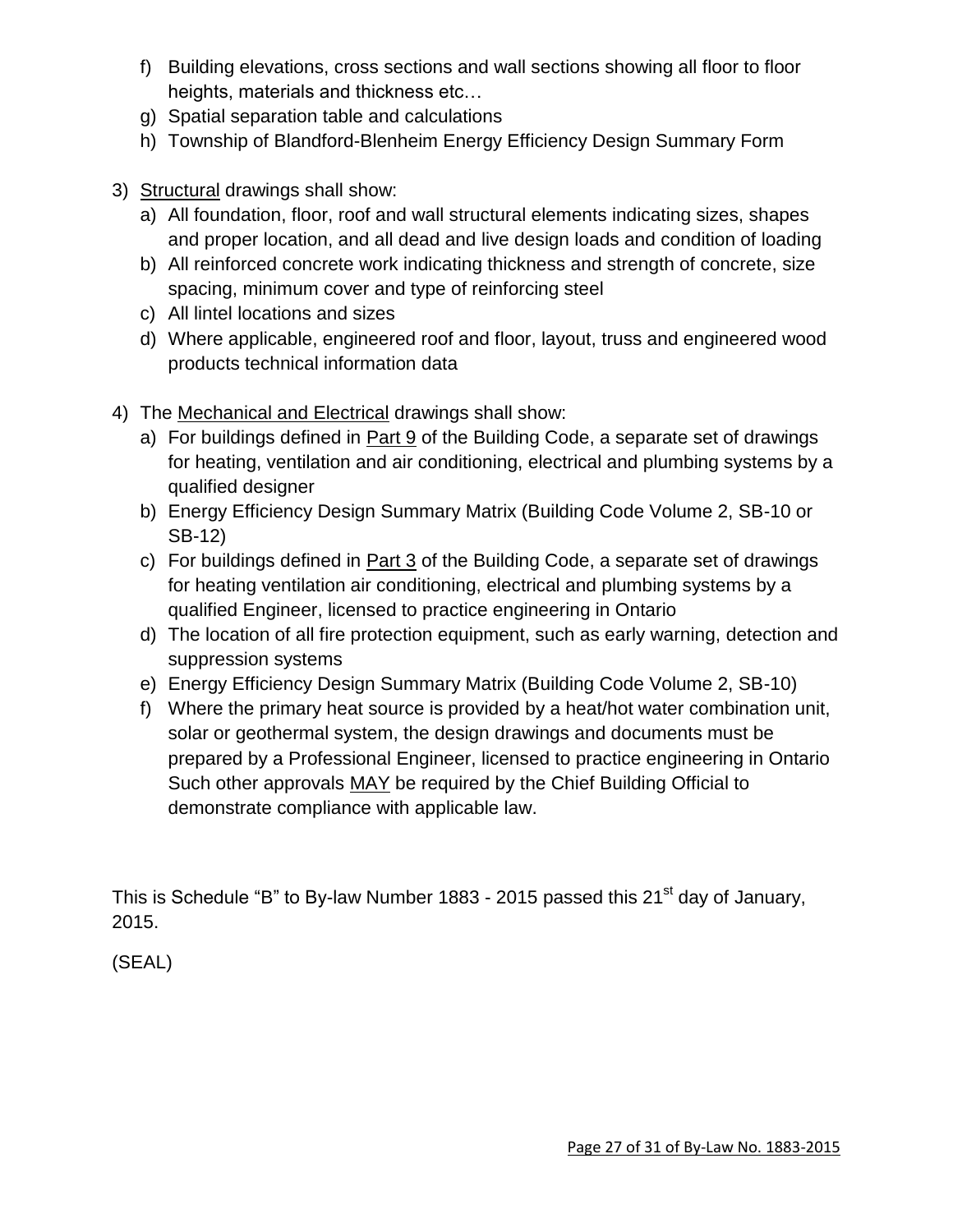f) Building elevations, cross sections and wall sections showing all floor to floor heights, materials and thickness etc…
g) Spatial separation table and calculations
h) Township of Blandford-Blenheim Energy Efficiency Design Summary Form

3) Structural drawings shall show:
   a) All foundation, floor, roof and wall structural elements indicating sizes, shapes and proper location, and all dead and live design loads and condition of loading
   b) All reinforced concrete work indicating thickness and strength of concrete, size spacing, minimum cover and type of reinforcing steel
   c) All lintel locations and sizes
   d) Where applicable, engineered roof and floor, layout, truss and engineered wood products technical information data

4) The Mechanical and Electrical drawings shall show:
   a) For buildings defined in Part 9 of the Building Code, a separate set of drawings for heating, ventilation and air conditioning, electrical and plumbing systems by a qualified designer
   b) Energy Efficiency Design Summary Matrix (Building Code Volume 2, SB-10 or SB-12)
   c) For buildings defined in Part 3 of the Building Code, a separate set of drawings for heating ventilation air conditioning, electrical and plumbing systems by a qualified Engineer, licensed to practice engineering in Ontario
   d) The location of all fire protection equipment, such as early warning, detection and suppression systems
   e) Energy Efficiency Design Summary Matrix (Building Code Volume 2, SB-10)
   f) Where the primary heat source is provided by a heat/hot water combination unit, solar or geothermal system, the design drawings and documents must be prepared by a Professional Engineer, licensed to practice engineering in Ontario Such other approvals MAY be required by the Chief Building Official to demonstrate compliance with applicable law.

This is Schedule "B" to By-law Number 1883 - 2015 passed this 21st day of January, 2015.

(SEAL)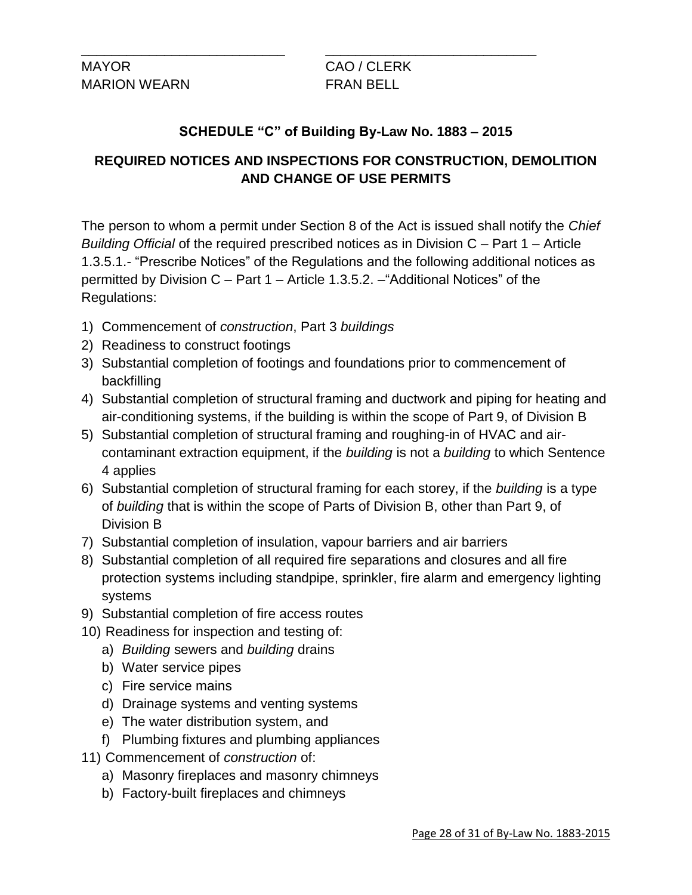\_\_\_\_\_\_\_\_\_\_\_\_\_\_\_\_\_\_\_\_\_\_\_\_\_\_\_\_ \_\_\_\_\_\_\_\_\_\_\_\_\_\_\_\_\_\_\_\_\_\_\_\_\_\_\_\_\_

MAYOR CAO / CLERK
MARION WEARN FRAN BELL

**SCHEDULE "C" of Building By-Law No. 1883 – 2015**

**REQUIRED NOTICES AND INSPECTIONS FOR CONSTRUCTION, DEMOLITION AND CHANGE OF USE PERMITS**

The person to whom a permit under Section 8 of the Act is issued shall notify the *Chief Building Official* of the required prescribed notices as in Division C – Part 1 – Article 1.3.5.1.- "Prescribe Notices" of the Regulations and the following additional notices as permitted by Division C – Part 1 – Article 1.3.5.2. –"Additional Notices" of the Regulations:

1) Commencement of *construction*, Part 3 *buildings*
2) Readiness to construct footings
3) Substantial completion of footings and foundations prior to commencement of backfilling
4) Substantial completion of structural framing and ductwork and piping for heating and air-conditioning systems, if the building is within the scope of Part 9, of Division B
5) Substantial completion of structural framing and roughing-in of HVAC and air-contaminant extraction equipment, if the *building* is not a *building* to which Sentence 4 applies
6) Substantial completion of structural framing for each storey, if the *building* is a type of *building* that is within the scope of Parts of Division B, other than Part 9, of Division B
7) Substantial completion of insulation, vapour barriers and air barriers
8) Substantial completion of all required fire separations and closures and all fire protection systems including standpipe, sprinkler, fire alarm and emergency lighting systems
9) Substantial completion of fire access routes
10) Readiness for inspection and testing of:
    a) *Building* sewers and *building* drains
    b) Water service pipes
    c) Fire service mains
    d) Drainage systems and venting systems
    e) The water distribution system, and
    f) Plumbing fixtures and plumbing appliances
11) Commencement of *construction* of:
    a) Masonry fireplaces and masonry chimneys
    b) Factory-built fireplaces and chimneys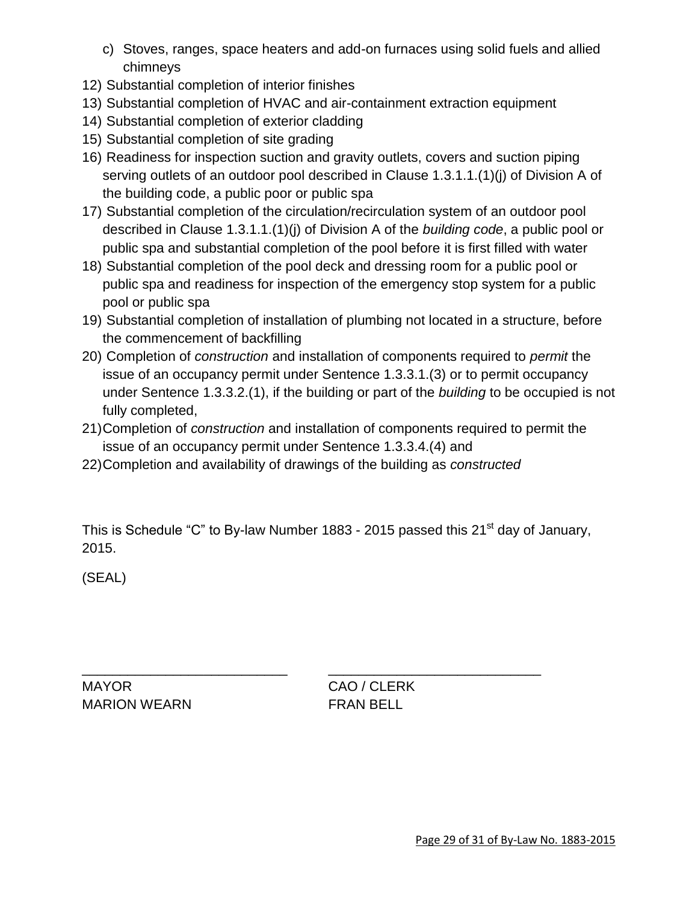c) Stoves, ranges, space heaters and add-on furnaces using solid fuels and allied chimneys

12) Substantial completion of interior finishes
13) Substantial completion of HVAC and air-containment extraction equipment
14) Substantial completion of exterior cladding
15) Substantial completion of site grading
16) Readiness for inspection suction and gravity outlets, covers and suction piping serving outlets of an outdoor pool described in Clause 1.3.1.1.(1)(j) of Division A of the building code, a public poor or public spa
17) Substantial completion of the circulation/recirculation system of an outdoor pool described in Clause 1.3.1.1.(1)(j) of Division A of the *building code*, a public pool or public spa and substantial completion of the pool before it is first filled with water
18) Substantial completion of the pool deck and dressing room for a public pool or public spa and readiness for inspection of the emergency stop system for a public pool or public spa
19) Substantial completion of installation of plumbing not located in a structure, before the commencement of backfilling
20) Completion of *construction* and installation of components required to *permit* the issue of an occupancy permit under Sentence 1.3.3.1.(3) or to permit occupancy under Sentence 1.3.3.2.(1), if the building or part of the *building* to be occupied is not fully completed,
21) Completion of *construction* and installation of components required to permit the issue of an occupancy permit under Sentence 1.3.3.4.(4) and
22) Completion and availability of drawings of the building as *constructed*

This is Schedule "C" to By-law Number 1883 - 2015 passed this 21st day of January, 2015.

(SEAL)

| ___________________________ | ___________________________ |
|---|---|
| MAYOR | CAO / CLERK |
| MARION WEARN | FRAN BELL |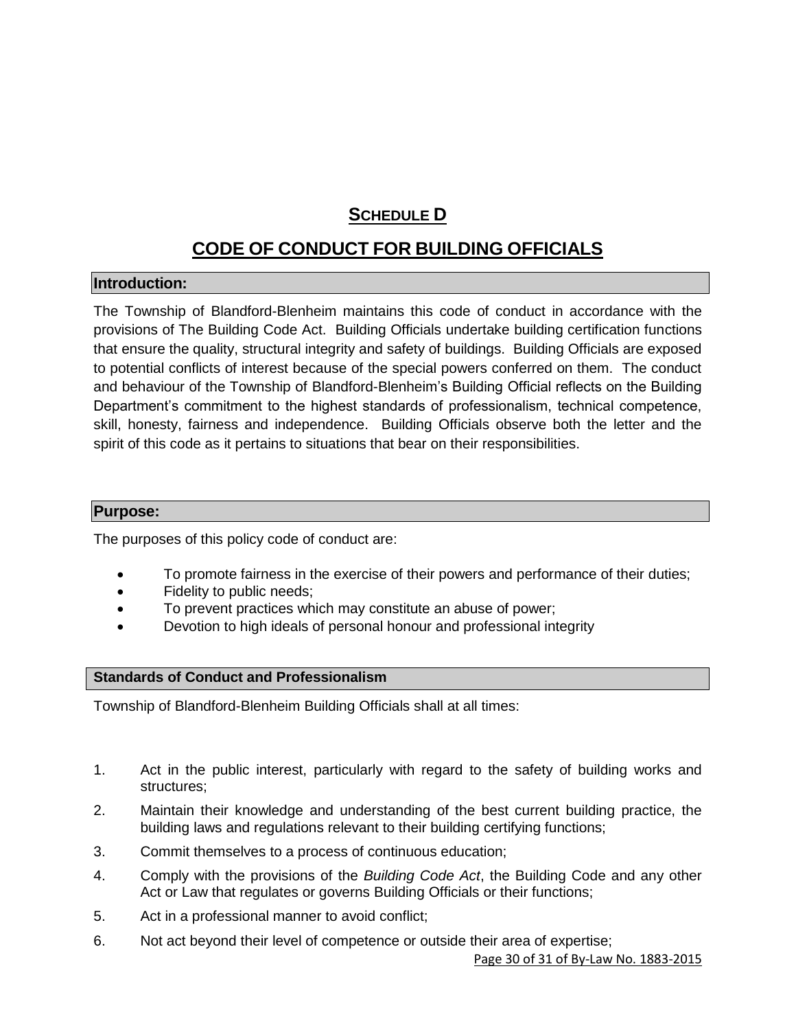## Schedule D

## CODE OF CONDUCT FOR BUILDING OFFICIALS

### Introduction:

The Township of Blandford-Blenheim maintains this code of conduct in accordance with the provisions of The Building Code Act. Building Officials undertake building certification functions that ensure the quality, structural integrity and safety of buildings. Building Officials are exposed to potential conflicts of interest because of the special powers conferred on them. The conduct and behaviour of the Township of Blandford-Blenheim's Building Official reflects on the Building Department's commitment to the highest standards of professionalism, technical competence, skill, honesty, fairness and independence. Building Officials observe both the letter and the spirit of this code as it pertains to situations that bear on their responsibilities.

### Purpose:

The purposes of this policy code of conduct are:

- To promote fairness in the exercise of their powers and performance of their duties;
- Fidelity to public needs;
- To prevent practices which may constitute an abuse of power;
- Devotion to high ideals of personal honour and professional integrity

### Standards of Conduct and Professionalism

Township of Blandford-Blenheim Building Officials shall at all times:

1. Act in the public interest, particularly with regard to the safety of building works and structures;
2. Maintain their knowledge and understanding of the best current building practice, the building laws and regulations relevant to their building certifying functions;
3. Commit themselves to a process of continuous education;
4. Comply with the provisions of the *Building Code Act*, the Building Code and any other Act or Law that regulates or governs Building Officials or their functions;
5. Act in a professional manner to avoid conflict;
6. Not act beyond their level of competence or outside their area of expertise;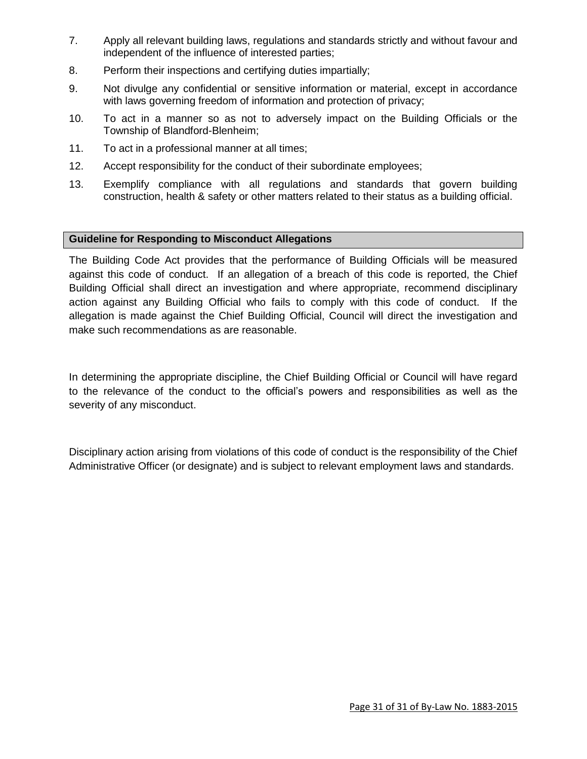7. Apply all relevant building laws, regulations and standards strictly and without favour and independent of the influence of interested parties;
8. Perform their inspections and certifying duties impartially;
9. Not divulge any confidential or sensitive information or material, except in accordance with laws governing freedom of information and protection of privacy;
10. To act in a manner so as not to adversely impact on the Building Officials or the Township of Blandford-Blenheim;
11. To act in a professional manner at all times;
12. Accept responsibility for the conduct of their subordinate employees;
13. Exemplify compliance with all regulations and standards that govern building construction, health & safety or other matters related to their status as a building official.

## Guideline for Responding to Misconduct Allegations

The Building Code Act provides that the performance of Building Officials will be measured against this code of conduct. If an allegation of a breach of this code is reported, the Chief Building Official shall direct an investigation and where appropriate, recommend disciplinary action against any Building Official who fails to comply with this code of conduct. If the allegation is made against the Chief Building Official, Council will direct the investigation and make such recommendations as are reasonable.

In determining the appropriate discipline, the Chief Building Official or Council will have regard to the relevance of the conduct to the official's powers and responsibilities as well as the severity of any misconduct.

Disciplinary action arising from violations of this code of conduct is the responsibility of the Chief Administrative Officer (or designate) and is subject to relevant employment laws and standards.